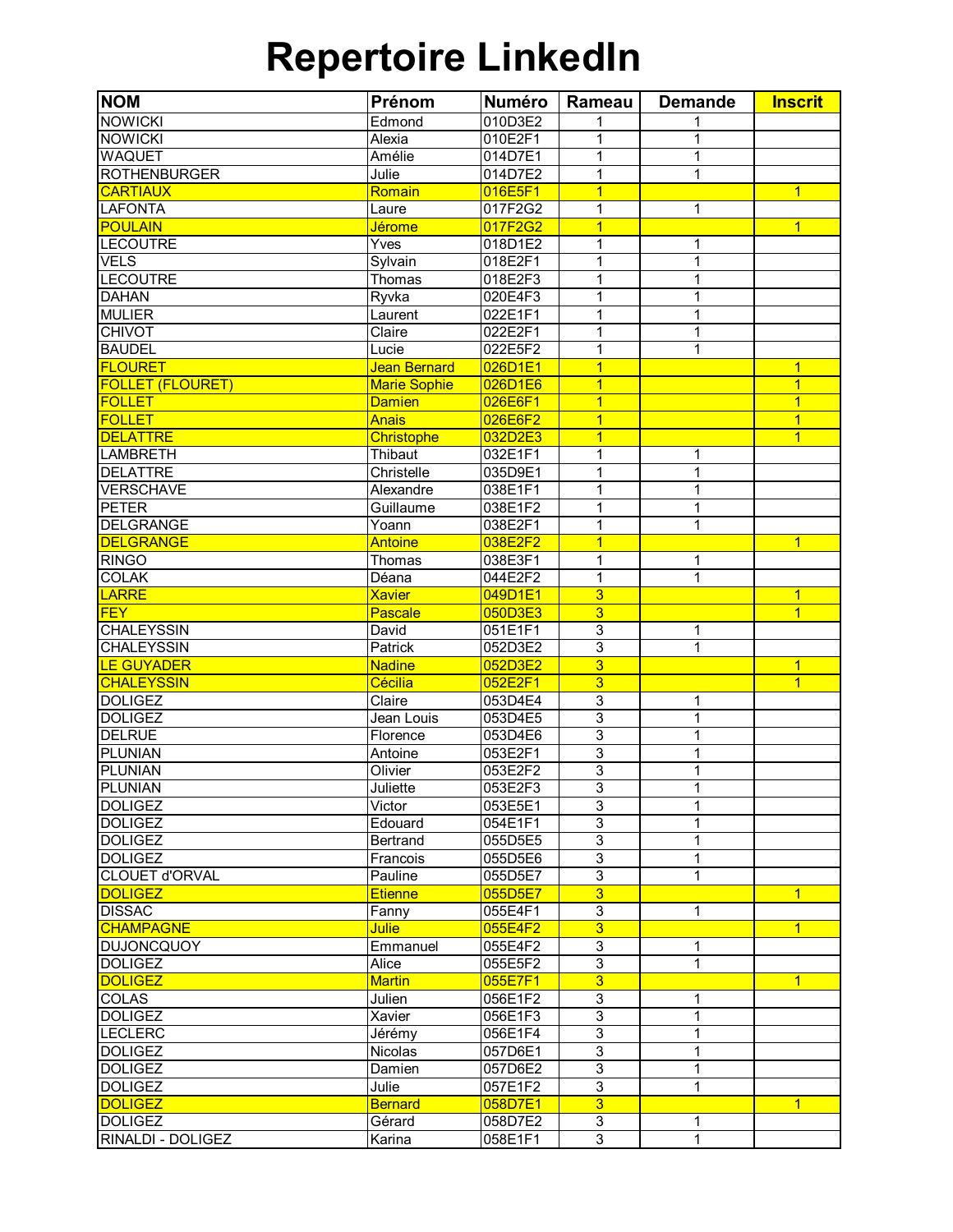# Repertoire LinkedIn

| NOM | Prénom | Numéro | Rameau | Demande | Inscrit |
|---|---|---|---|---|---|
| NOWICKI | Edmond | 010D3E2 | 1 | 1 | |
| NOWICKI | Alexia | 010E2F1 | 1 | 1 | |
| WAQUET | Amélie | 014D7E1 | 1 | 1 | |
| ROTHENBURGER | Julie | 014D7E2 | 1 | 1 | |
| CARTIAUX | Romain | 016E5F1 | 1 | | 1 |
| LAFONTA | Laure | 017F2G2 | 1 | 1 | |
| POULAIN | Jérome | 017F2G2 | 1 | | 1 |
| LECOUTRE | Yves | 018D1E2 | 1 | 1 | |
| VELS | Sylvain | 018E2F1 | 1 | 1 | |
| LECOUTRE | Thomas | 018E2F3 | 1 | 1 | |
| DAHAN | Ryvka | 020E4F3 | 1 | 1 | |
| MULIER | Laurent | 022E1F1 | 1 | 1 | |
| CHIVOT | Claire | 022E2F1 | 1 | 1 | |
| BAUDEL | Lucie | 022E5F2 | 1 | 1 | |
| FLOURET | Jean Bernard | 026D1E1 | 1 | | 1 |
| FOLLET (FLOURET) | Marie Sophie | 026D1E6 | 1 | | 1 |
| FOLLET | Damien | 026E6F1 | 1 | | 1 |
| FOLLET | Anais | 026E6F2 | 1 | | 1 |
| DELATTRE | Christophe | 032D2E3 | 1 | | 1 |
| LAMBRETH | Thibaut | 032E1F1 | 1 | 1 | |
| DELATTRE | Christelle | 035D9E1 | 1 | 1 | |
| VERSCHAVE | Alexandre | 038E1F1 | 1 | 1 | |
| PETER | Guillaume | 038E1F2 | 1 | 1 | |
| DELGRANGE | Yoann | 038E2F1 | 1 | 1 | |
| DELGRANGE | Antoine | 038E2F2 | 1 | | 1 |
| RINGO | Thomas | 038E3F1 | 1 | 1 | |
| COLAK | Déana | 044E2F2 | 1 | 1 | |
| LARRE | Xavier | 049D1E1 | 3 | | 1 |
| FEY | Pascale | 050D3E3 | 3 | | 1 |
| CHALEYSSIN | David | 051E1F1 | 3 | 1 | |
| CHALEYSSIN | Patrick | 052D3E2 | 3 | 1 | |
| LE GUYADER | Nadine | 052D3E2 | 3 | | 1 |
| CHALEYSSIN | Cécilia | 052E2F1 | 3 | | 1 |
| DOLIGEZ | Claire | 053D4E4 | 3 | 1 | |
| DOLIGEZ | Jean Louis | 053D4E5 | 3 | 1 | |
| DELRUE | Florence | 053D4E6 | 3 | 1 | |
| PLUNIAN | Antoine | 053E2F1 | 3 | 1 | |
| PLUNIAN | Olivier | 053E2F2 | 3 | 1 | |
| PLUNIAN | Juliette | 053E2F3 | 3 | 1 | |
| DOLIGEZ | Victor | 053E5E1 | 3 | 1 | |
| DOLIGEZ | Edouard | 054E1F1 | 3 | 1 | |
| DOLIGEZ | Bertrand | 055D5E5 | 3 | 1 | |
| DOLIGEZ | Francois | 055D5E6 | 3 | 1 | |
| CLOUET d'ORVAL | Pauline | 055D5E7 | 3 | 1 | |
| DOLIGEZ | Etienne | 055D5E7 | 3 | | 1 |
| DISSAC | Fanny | 055E4F1 | 3 | 1 | |
| CHAMPAGNE | Julie | 055E4F2 | 3 | | 1 |
| DUJONCQUOY | Emmanuel | 055E4F2 | 3 | 1 | |
| DOLIGEZ | Alice | 055E5F2 | 3 | 1 | |
| DOLIGEZ | Martin | 055E7F1 | 3 | | 1 |
| COLAS | Julien | 056E1F2 | 3 | 1 | |
| DOLIGEZ | Xavier | 056E1F3 | 3 | 1 | |
| LECLERC | Jérémy | 056E1F4 | 3 | 1 | |
| DOLIGEZ | Nicolas | 057D6E1 | 3 | 1 | |
| DOLIGEZ | Damien | 057D6E2 | 3 | 1 | |
| DOLIGEZ | Julie | 057E1F2 | 3 | 1 | |
| DOLIGEZ | Bernard | 058D7E1 | 3 | | 1 |
| DOLIGEZ | Gérard | 058D7E2 | 3 | 1 | |
| RINALDI - DOLIGEZ | Karina | 058E1F1 | 3 | 1 | |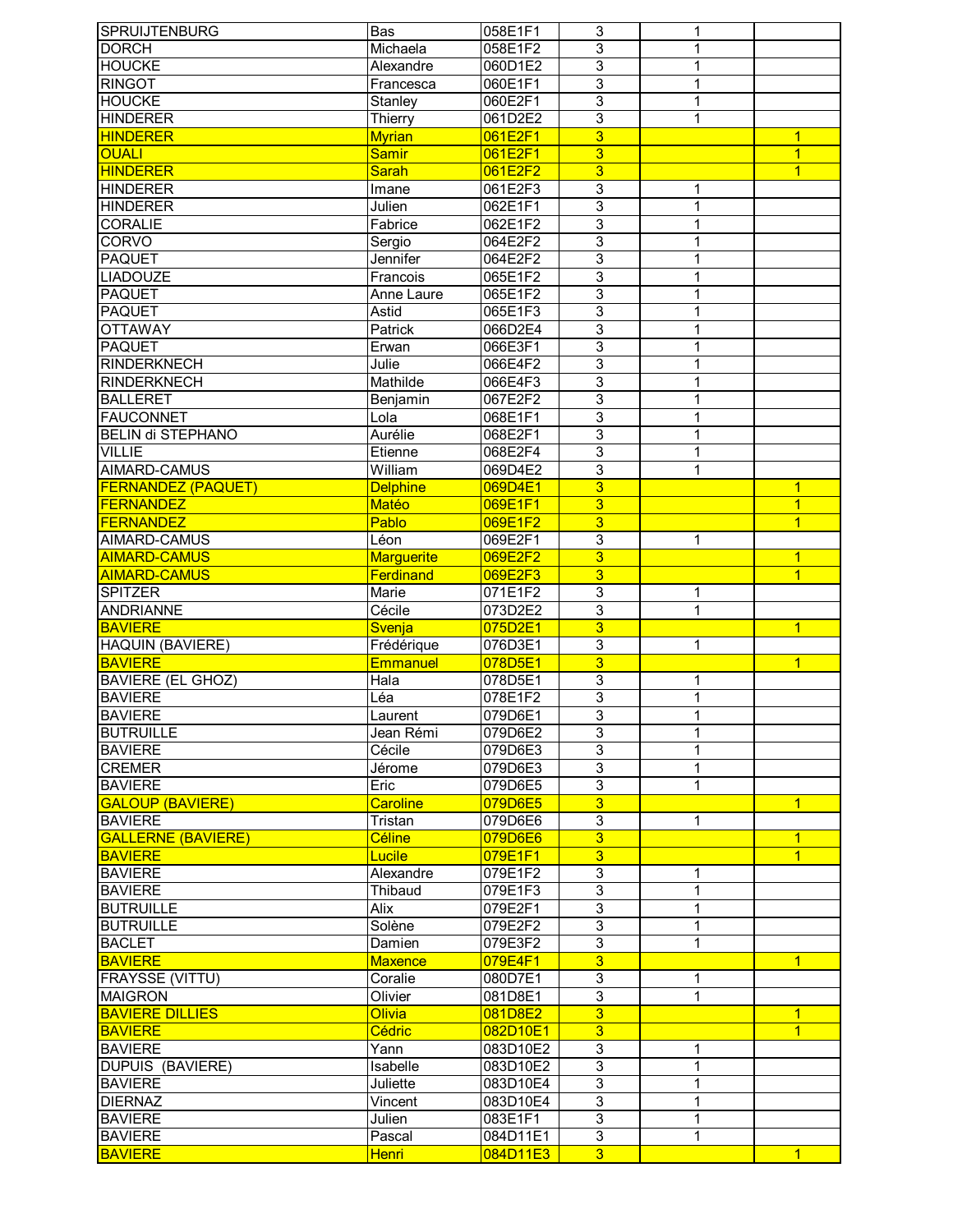| | | | | | |
|---|---|---|---|---|---|
| SPRUIJTENBURG | Bas | 058E1F1 | 3 | 1 | |
| DORCH | Michaela | 058E1F2 | 3 | 1 | |
| HOUCKE | Alexandre | 060D1E2 | 3 | 1 | |
| RINGOT | Francesca | 060E1F1 | 3 | 1 | |
| HOUCKE | Stanley | 060E2F1 | 3 | 1 | |
| HINDERER | Thierry | 061D2E2 | 3 | 1 | |
| HINDERER | Myrian | 061E2F1 | 3 | | 1 |
| OUALI | Samir | 061E2F1 | 3 | | 1 |
| HINDERER | Sarah | 061E2F2 | 3 | | 1 |
| HINDERER | Imane | 061E2F3 | 3 | 1 | |
| HINDERER | Julien | 062E1F1 | 3 | 1 | |
| CORALIE | Fabrice | 062E1F2 | 3 | 1 | |
| CORVO | Sergio | 064E2F2 | 3 | 1 | |
| PAQUET | Jennifer | 064E2F2 | 3 | 1 | |
| LIADOUZE | Francois | 065E1F2 | 3 | 1 | |
| PAQUET | Anne Laure | 065E1F2 | 3 | 1 | |
| PAQUET | Astid | 065E1F3 | 3 | 1 | |
| OTTAWAY | Patrick | 066D2E4 | 3 | 1 | |
| PAQUET | Erwan | 066E3F1 | 3 | 1 | |
| RINDERKNECH | Julie | 066E4F2 | 3 | 1 | |
| RINDERKNECH | Mathilde | 066E4F3 | 3 | 1 | |
| BALLERET | Benjamin | 067E2F2 | 3 | 1 | |
| FAUCONNET | Lola | 068E1F1 | 3 | 1 | |
| BELIN di STEPHANO | Aurélie | 068E2F1 | 3 | 1 | |
| VILLIE | Etienne | 068E2F4 | 3 | 1 | |
| AIMARD-CAMUS | William | 069D4E2 | 3 | 1 | |
| FERNANDEZ (PAQUET) | Delphine | 069D4E1 | 3 | | 1 |
| FERNANDEZ | Matéo | 069E1F1 | 3 | | 1 |
| FERNANDEZ | Pablo | 069E1F2 | 3 | | 1 |
| AIMARD-CAMUS | Léon | 069E2F1 | 3 | 1 | |
| AIMARD-CAMUS | Marguerite | 069E2F2 | 3 | | 1 |
| AIMARD-CAMUS | Ferdinand | 069E2F3 | 3 | | 1 |
| SPITZER | Marie | 071E1F2 | 3 | 1 | |
| ANDRIANNE | Cécile | 073D2E2 | 3 | 1 | |
| BAVIERE | Svenja | 075D2E1 | 3 | | 1 |
| HAQUIN (BAVIERE) | Frédérique | 076D3E1 | 3 | 1 | |
| BAVIERE | Emmanuel | 078D5E1 | 3 | | 1 |
| BAVIERE (EL GHOZ) | Hala | 078D5E1 | 3 | 1 | |
| BAVIERE | Léa | 078E1F2 | 3 | 1 | |
| BAVIERE | Laurent | 079D6E1 | 3 | 1 | |
| BUTRUILLE | Jean Rémi | 079D6E2 | 3 | 1 | |
| BAVIERE | Cécile | 079D6E3 | 3 | 1 | |
| CREMER | Jérome | 079D6E3 | 3 | 1 | |
| BAVIERE | Eric | 079D6E5 | 3 | 1 | |
| GALOUP (BAVIERE) | Caroline | 079D6E5 | 3 | | 1 |
| BAVIERE | Tristan | 079D6E6 | 3 | 1 | |
| GALLERNE (BAVIERE) | Céline | 079D6E6 | 3 | | 1 |
| BAVIERE | Lucile | 079E1F1 | 3 | | 1 |
| BAVIERE | Alexandre | 079E1F2 | 3 | 1 | |
| BAVIERE | Thibaud | 079E1F3 | 3 | 1 | |
| BUTRUILLE | Alix | 079E2F1 | 3 | 1 | |
| BUTRUILLE | Solène | 079E2F2 | 3 | 1 | |
| BACLET | Damien | 079E3F2 | 3 | 1 | |
| BAVIERE | Maxence | 079E4F1 | 3 | | 1 |
| FRAYSSE (VITTU) | Coralie | 080D7E1 | 3 | 1 | |
| MAIGRON | Olivier | 081D8E1 | 3 | 1 | |
| BAVIERE DILLIES | Olivia | 081D8E2 | 3 | | 1 |
| BAVIERE | Cédric | 082D10E1 | 3 | | 1 |
| BAVIERE | Yann | 083D10E2 | 3 | 1 | |
| DUPUIS (BAVIERE) | Isabelle | 083D10E2 | 3 | 1 | |
| BAVIERE | Juliette | 083D10E4 | 3 | 1 | |
| DIERNAZ | Vincent | 083D10E4 | 3 | 1 | |
| BAVIERE | Julien | 083E1F1 | 3 | 1 | |
| BAVIERE | Pascal | 084D11E1 | 3 | 1 | |
| BAVIERE | Henri | 084D11E3 | 3 | | 1 |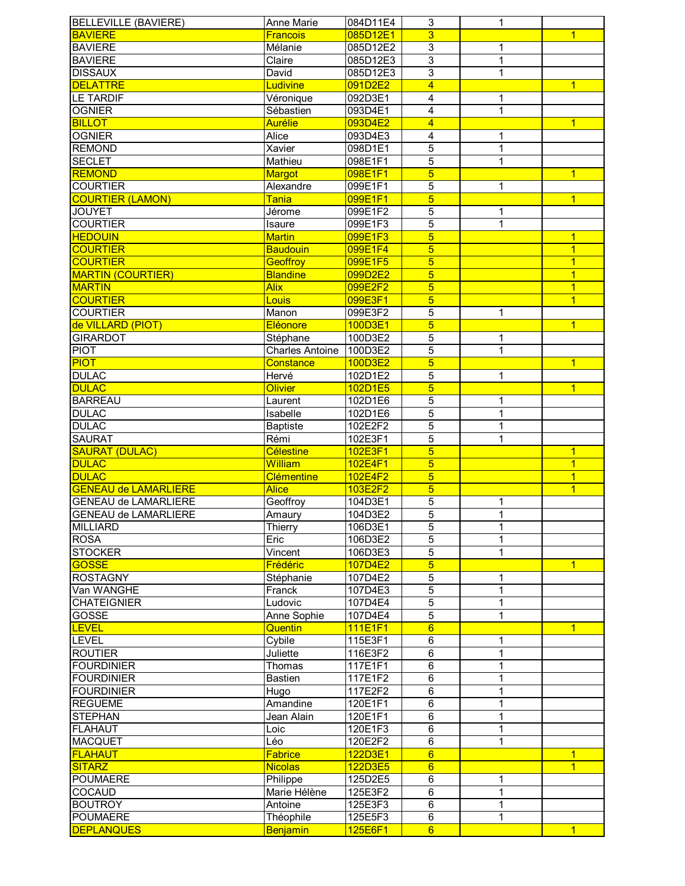| | | | | | |
|---|---|---|---|---|---|
| BELLEVILLE (BAVIERE) | Anne Marie | 084D11E4 | 3 | 1 | |
| BAVIERE | Francois | 085D12E1 | 3 | | 1 |
| BAVIERE | Mélanie | 085D12E2 | 3 | 1 | |
| BAVIERE | Claire | 085D12E3 | 3 | 1 | |
| DISSAUX | David | 085D12E3 | 3 | 1 | |
| DELATTRE | Ludivine | 091D2E2 | 4 | | 1 |
| LE TARDIF | Véronique | 092D3E1 | 4 | 1 | |
| OGNIER | Sébastien | 093D4E1 | 4 | 1 | |
| BILLOT | Aurélie | 093D4E2 | 4 | | 1 |
| OGNIER | Alice | 093D4E3 | 4 | 1 | |
| REMOND | Xavier | 098D1E1 | 5 | 1 | |
| SECLET | Mathieu | 098E1F1 | 5 | 1 | |
| REMOND | Margot | 098E1F1 | 5 | | 1 |
| COURTIER | Alexandre | 099E1F1 | 5 | 1 | |
| COURTIER (LAMON) | Tania | 099E1F1 | 5 | | 1 |
| JOUYET | Jérome | 099E1F2 | 5 | 1 | |
| COURTIER | Isaure | 099E1F3 | 5 | 1 | |
| HEDOUIN | Martin | 099E1F3 | 5 | | 1 |
| COURTIER | Baudouin | 099E1F4 | 5 | | 1 |
| COURTIER | Geoffroy | 099E1F5 | 5 | | 1 |
| MARTIN (COURTIER) | Blandine | 099D2E2 | 5 | | 1 |
| MARTIN | Alix | 099E2F2 | 5 | | 1 |
| COURTIER | Louis | 099E3F1 | 5 | | 1 |
| COURTIER | Manon | 099E3F2 | 5 | 1 | |
| de VILLARD (PIOT) | Eléonore | 100D3E1 | 5 | | 1 |
| GIRARDOT | Stéphane | 100D3E2 | 5 | 1 | |
| PIOT | Charles Antoine | 100D3E2 | 5 | 1 | |
| PIOT | Constance | 100D3E2 | 5 | | 1 |
| DULAC | Hervé | 102D1E2 | 5 | 1 | |
| DULAC | Olivier | 102D1E5 | 5 | | 1 |
| BARREAU | Laurent | 102D1E6 | 5 | 1 | |
| DULAC | Isabelle | 102D1E6 | 5 | 1 | |
| DULAC | Baptiste | 102E2F2 | 5 | 1 | |
| SAURAT | Rémi | 102E3F1 | 5 | 1 | |
| SAURAT (DULAC) | Célestine | 102E3F1 | 5 | | 1 |
| DULAC | William | 102E4F1 | 5 | | 1 |
| DULAC | Clémentine | 102E4F2 | 5 | | 1 |
| GENEAU de LAMARLIERE | Alice | 103E2F2 | 5 | | 1 |
| GENEAU de LAMARLIERE | Geoffroy | 104D3E1 | 5 | 1 | |
| GENEAU de LAMARLIERE | Amaury | 104D3E2 | 5 | 1 | |
| MILLIARD | Thierry | 106D3E1 | 5 | 1 | |
| ROSA | Eric | 106D3E2 | 5 | 1 | |
| STOCKER | Vincent | 106D3E3 | 5 | 1 | |
| GOSSE | Frédéric | 107D4E2 | 5 | | 1 |
| ROSTAGNY | Stéphanie | 107D4E2 | 5 | 1 | |
| Van WANGHE | Franck | 107D4E3 | 5 | 1 | |
| CHATEIGNIER | Ludovic | 107D4E4 | 5 | 1 | |
| GOSSE | Anne Sophie | 107D4E4 | 5 | 1 | |
| LEVEL | Quentin | 111E1F1 | 6 | | 1 |
| LEVEL | Cybile | 115E3F1 | 6 | 1 | |
| ROUTIER | Juliette | 116E3F2 | 6 | 1 | |
| FOURDINIER | Thomas | 117E1F1 | 6 | 1 | |
| FOURDINIER | Bastien | 117E1F2 | 6 | 1 | |
| FOURDINIER | Hugo | 117E2F2 | 6 | 1 | |
| REGUEME | Amandine | 120E1F1 | 6 | 1 | |
| STEPHAN | Jean Alain | 120E1F1 | 6 | 1 | |
| FLAHAUT | Loic | 120E1F3 | 6 | 1 | |
| MACQUET | Léo | 120E2F2 | 6 | 1 | |
| FLAHAUT | Fabrice | 122D3E1 | 6 | | 1 |
| SITARZ | Nicolas | 122D3E5 | 6 | | 1 |
| POUMAERE | Philippe | 125D2E5 | 6 | 1 | |
| COCAUD | Marie Hélène | 125E3F2 | 6 | 1 | |
| BOUTROY | Antoine | 125E3F3 | 6 | 1 | |
| POUMAERE | Théophile | 125E5F3 | 6 | 1 | |
| DEPLANQUES | Benjamin | 125E6F1 | 6 | | 1 |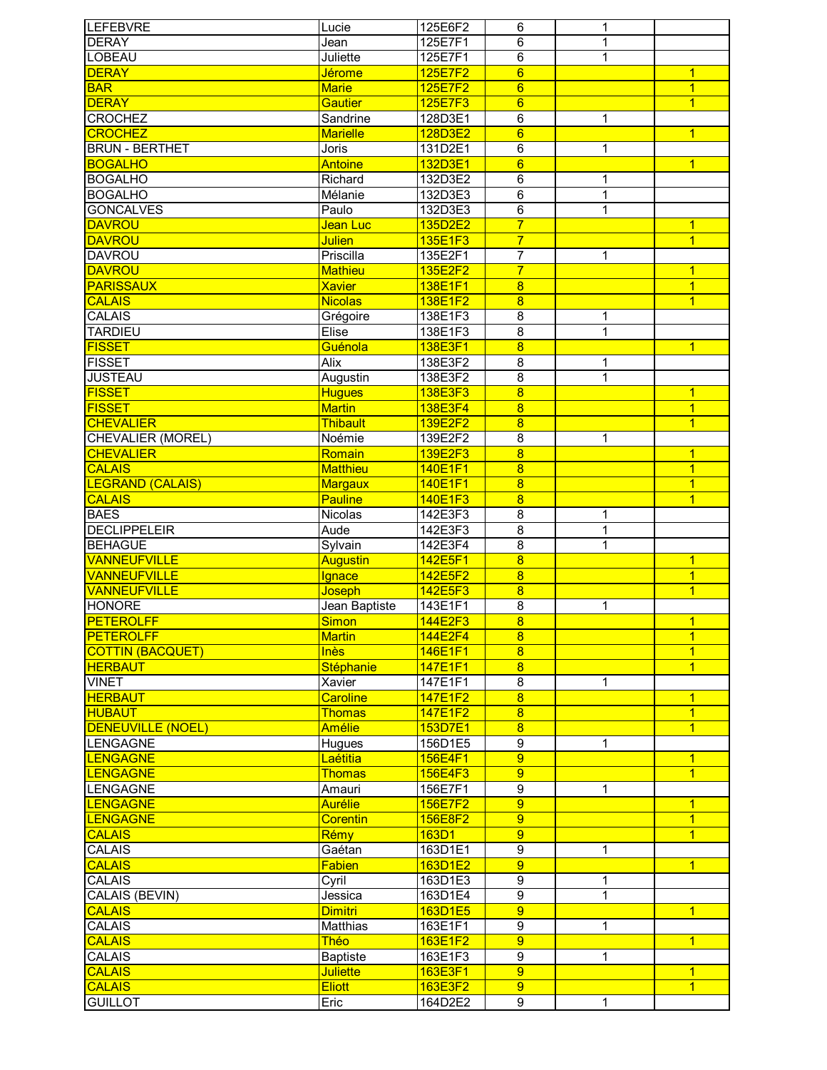| | | | | | |
|---|---|---|---|---|---|
| LEFEBVRE | Lucie | 125E6F2 | 6 | 1 | |
| DERAY | Jean | 125E7F1 | 6 | 1 | |
| LOBEAU | Juliette | 125E7F1 | 6 | 1 | |
| DERAY | Jérome | 125E7F2 | 6 | | 1 |
| BAR | Marie | 125E7F2 | 6 | | 1 |
| DERAY | Gautier | 125E7F3 | 6 | | 1 |
| CROCHEZ | Sandrine | 128D3E1 | 6 | 1 | |
| CROCHEZ | Marielle | 128D3E2 | 6 | | 1 |
| BRUN - BERTHET | Joris | 131D2E1 | 6 | 1 | |
| BOGALHO | Antoine | 132D3E1 | 6 | | 1 |
| BOGALHO | Richard | 132D3E2 | 6 | 1 | |
| BOGALHO | Mélanie | 132D3E3 | 6 | 1 | |
| GONCALVES | Paulo | 132D3E3 | 6 | 1 | |
| DAVROU | Jean Luc | 135D2E2 | 7 | | 1 |
| DAVROU | Julien | 135E1F3 | 7 | | 1 |
| DAVROU | Priscilla | 135E2F1 | 7 | 1 | |
| DAVROU | Mathieu | 135E2F2 | 7 | | 1 |
| PARISSAUX | Xavier | 138E1F1 | 8 | | 1 |
| CALAIS | Nicolas | 138E1F2 | 8 | | 1 |
| CALAIS | Grégoire | 138E1F3 | 8 | 1 | |
| TARDIEU | Elise | 138E1F3 | 8 | 1 | |
| FISSET | Guénola | 138E3F1 | 8 | | 1 |
| FISSET | Alix | 138E3F2 | 8 | 1 | |
| JUSTEAU | Augustin | 138E3F2 | 8 | 1 | |
| FISSET | Hugues | 138E3F3 | 8 | | 1 |
| FISSET | Martin | 138E3F4 | 8 | | 1 |
| CHEVALIER | Thibault | 139E2F2 | 8 | | 1 |
| CHEVALIER (MOREL) | Noémie | 139E2F2 | 8 | 1 | |
| CHEVALIER | Romain | 139E2F3 | 8 | | 1 |
| CALAIS | Matthieu | 140E1F1 | 8 | | 1 |
| LEGRAND (CALAIS) | Margaux | 140E1F1 | 8 | | 1 |
| CALAIS | Pauline | 140E1F3 | 8 | | 1 |
| BAES | Nicolas | 142E3F3 | 8 | 1 | |
| DECLIPPELEIR | Aude | 142E3F3 | 8 | 1 | |
| BEHAGUE | Sylvain | 142E3F4 | 8 | 1 | |
| VANNEUFVILLE | Augustin | 142E5F1 | 8 | | 1 |
| VANNEUFVILLE | Ignace | 142E5F2 | 8 | | 1 |
| VANNEUFVILLE | Joseph | 142E5F3 | 8 | | 1 |
| HONORE | Jean Baptiste | 143E1F1 | 8 | 1 | |
| PETEROLFF | Simon | 144E2F3 | 8 | | 1 |
| PETEROLFF | Martin | 144E2F4 | 8 | | 1 |
| COTTIN (BACQUET) | Inès | 146E1F1 | 8 | | 1 |
| HERBAUT | Stéphanie | 147E1F1 | 8 | | 1 |
| VINET | Xavier | 147E1F1 | 8 | 1 | |
| HERBAUT | Caroline | 147E1F2 | 8 | | 1 |
| HUBAUT | Thomas | 147E1F2 | 8 | | 1 |
| DENEUVILLE (NOEL) | Amélie | 153D7E1 | 8 | | 1 |
| LENGAGNE | Hugues | 156D1E5 | 9 | 1 | |
| LENGAGNE | Laétitia | 156E4F1 | 9 | | 1 |
| LENGAGNE | Thomas | 156E4F3 | 9 | | 1 |
| LENGAGNE | Amauri | 156E7F1 | 9 | 1 | |
| LENGAGNE | Aurélie | 156E7F2 | 9 | | 1 |
| LENGAGNE | Corentin | 156E8F2 | 9 | | 1 |
| CALAIS | Rémy | 163D1 | 9 | | 1 |
| CALAIS | Gaétan | 163D1E1 | 9 | 1 | |
| CALAIS | Fabien | 163D1E2 | 9 | | 1 |
| CALAIS | Cyril | 163D1E3 | 9 | 1 | |
| CALAIS (BEVIN) | Jessica | 163D1E4 | 9 | 1 | |
| CALAIS | Dimitri | 163D1E5 | 9 | | 1 |
| CALAIS | Matthias | 163E1F1 | 9 | 1 | |
| CALAIS | Théo | 163E1F2 | 9 | | 1 |
| CALAIS | Baptiste | 163E1F3 | 9 | 1 | |
| CALAIS | Juliette | 163E3F1 | 9 | | 1 |
| CALAIS | Eliott | 163E3F2 | 9 | | 1 |
| GUILLOT | Eric | 164D2E2 | 9 | 1 | |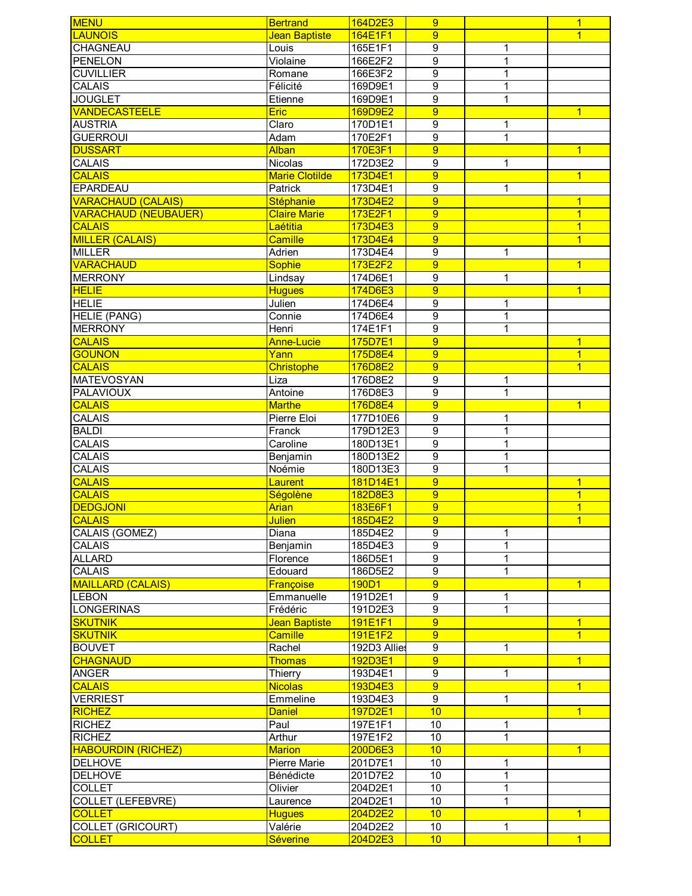| MENU | Bertrand | 164D2E3 | 9 | | 1 |
|---|---|---|---|---|---|
| LAUNOIS | Jean Baptiste | 164E1F1 | 9 | | 1 |
| CHAGNEAU | Louis | 165E1F1 | 9 | 1 | |
| PENELON | Violaine | 166E2F2 | 9 | 1 | |
| CUVILLIER | Romane | 166E3F2 | 9 | 1 | |
| CALAIS | Félicité | 169D9E1 | 9 | 1 | |
| JOUGLET | Etienne | 169D9E1 | 9 | 1 | |
| VANDECASTEELE | Eric | 169D9E2 | 9 | | 1 |
| AUSTRIA | Claro | 170D1E1 | 9 | 1 | |
| GUERROUI | Adam | 170E2F1 | 9 | 1 | |
| DUSSART | Alban | 170E3F1 | 9 | | 1 |
| CALAIS | Nicolas | 172D3E2 | 9 | 1 | |
| CALAIS | Marie Clotilde | 173D4E1 | 9 | | 1 |
| EPARDEAU | Patrick | 173D4E1 | 9 | 1 | |
| VARACHAUD (CALAIS) | Stéphanie | 173D4E2 | 9 | | 1 |
| VARACHAUD (NEUBAUER) | Claire Marie | 173E2F1 | 9 | | 1 |
| CALAIS | Laétitia | 173D4E3 | 9 | | 1 |
| MILLER (CALAIS) | Camille | 173D4E4 | 9 | | 1 |
| MILLER | Adrien | 173D4E4 | 9 | 1 | |
| VARACHAUD | Sophie | 173E2F2 | 9 | | 1 |
| MERRONY | Lindsay | 174D6E1 | 9 | 1 | |
| HELIE | Hugues | 174D6E3 | 9 | | 1 |
| HELIE | Julien | 174D6E4 | 9 | 1 | |
| HELIE (PANG) | Connie | 174D6E4 | 9 | 1 | |
| MERRONY | Henri | 174E1F1 | 9 | 1 | |
| CALAIS | Anne-Lucie | 175D7E1 | 9 | | 1 |
| GOUNON | Yann | 175D8E4 | 9 | | 1 |
| CALAIS | Christophe | 176D8E2 | 9 | | 1 |
| MATEVOSYAN | Liza | 176D8E2 | 9 | 1 | |
| PALAVIOUX | Antoine | 176D8E3 | 9 | 1 | |
| CALAIS | Marthe | 176D8E4 | 9 | | 1 |
| CALAIS | Pierre Eloi | 177D10E6 | 9 | 1 | |
| BALDI | Franck | 179D12E3 | 9 | 1 | |
| CALAIS | Caroline | 180D13E1 | 9 | 1 | |
| CALAIS | Benjamin | 180D13E2 | 9 | 1 | |
| CALAIS | Noémie | 180D13E3 | 9 | 1 | |
| CALAIS | Laurent | 181D14E1 | 9 | | 1 |
| CALAIS | Ségolène | 182D8E3 | 9 | | 1 |
| DEDGJONI | Arian | 183E6F1 | 9 | | 1 |
| CALAIS | Julien | 185D4E2 | 9 | | 1 |
| CALAIS (GOMEZ) | Diana | 185D4E2 | 9 | 1 | |
| CALAIS | Benjamin | 185D4E3 | 9 | 1 | |
| ALLARD | Florence | 186D5E1 | 9 | 1 | |
| CALAIS | Edouard | 186D5E2 | 9 | 1 | |
| MAILLARD (CALAIS) | Françoise | 190D1 | 9 | | 1 |
| LEBON | Emmanuelle | 191D2E1 | 9 | 1 | |
| LONGERINAS | Frédéric | 191D2E3 | 9 | 1 | |
| SKUTNIK | Jean Baptiste | 191E1F1 | 9 | | 1 |
| SKUTNIK | Camille | 191E1F2 | 9 | | 1 |
| BOUVET | Rachel | 192D3 Allies | 9 | 1 | |
| CHAGNAUD | Thomas | 192D3E1 | 9 | | 1 |
| ANGER | Thierry | 193D4E1 | 9 | 1 | |
| CALAIS | Nicolas | 193D4E3 | 9 | | 1 |
| VERRIEST | Emmeline | 193D4E3 | 9 | 1 | |
| RICHEZ | Daniel | 197D2E1 | 10 | | 1 |
| RICHEZ | Paul | 197E1F1 | 10 | 1 | |
| RICHEZ | Arthur | 197E1F2 | 10 | 1 | |
| HABOURDIN (RICHEZ) | Marion | 200D6E3 | 10 | | 1 |
| DELHOVE | Pierre Marie | 201D7E1 | 10 | 1 | |
| DELHOVE | Bénédicte | 201D7E2 | 10 | 1 | |
| COLLET | Olivier | 204D2E1 | 10 | 1 | |
| COLLET (LEFEBVRE) | Laurence | 204D2E1 | 10 | 1 | |
| COLLET | Hugues | 204D2E2 | 10 | | 1 |
| COLLET (GRICOURT) | Valérie | 204D2E2 | 10 | 1 | |
| COLLET | Séverine | 204D2E3 | 10 | | 1 |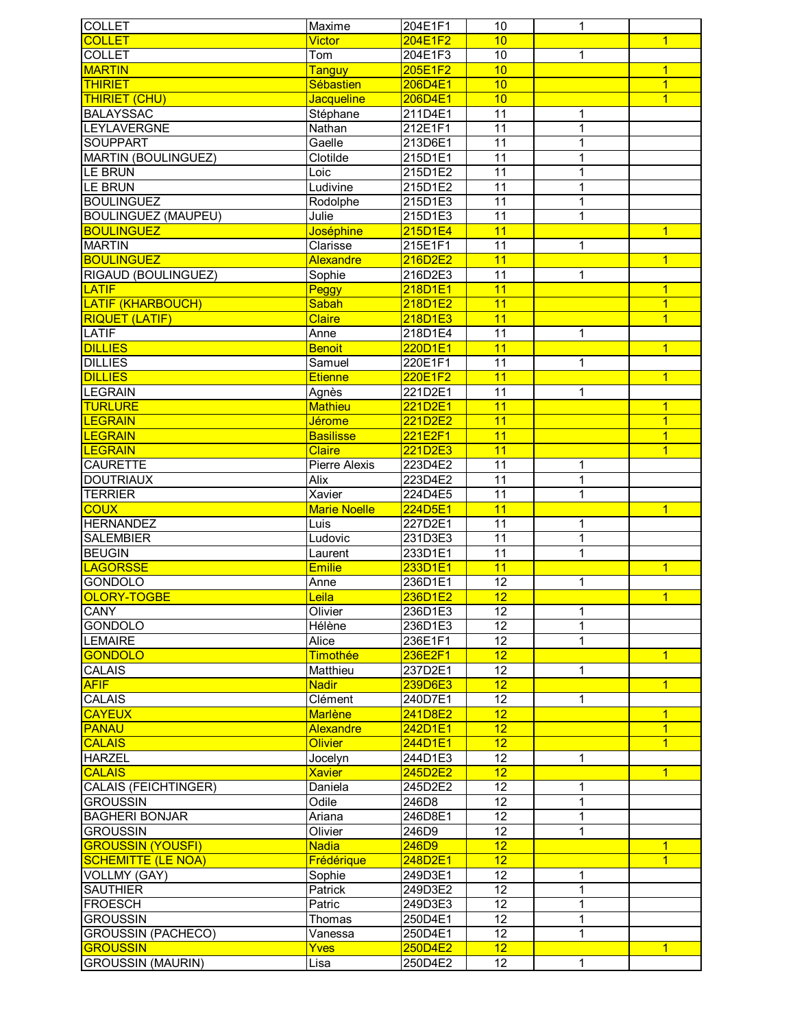| | | | | | |
|---|---|---|---|---|---|
| COLLET | Maxime | 204E1F1 | 10 | 1 | |
| COLLET | Victor | 204E1F2 | 10 | | 1 |
| COLLET | Tom | 204E1F3 | 10 | 1 | |
| MARTIN | Tanguy | 205E1F2 | 10 | | 1 |
| THIRIET | Sébastien | 206D4E1 | 10 | | 1 |
| THIRIET (CHU) | Jacqueline | 206D4E1 | 10 | | 1 |
| BALAYSSAC | Stéphane | 211D4E1 | 11 | 1 | |
| LEYLAVERGNE | Nathan | 212E1F1 | 11 | 1 | |
| SOUPPART | Gaelle | 213D6E1 | 11 | 1 | |
| MARTIN (BOULINGUEZ) | Clotilde | 215D1E1 | 11 | 1 | |
| LE BRUN | Loic | 215D1E2 | 11 | 1 | |
| LE BRUN | Ludivine | 215D1E2 | 11 | 1 | |
| BOULINGUEZ | Rodolphe | 215D1E3 | 11 | 1 | |
| BOULINGUEZ (MAUPEU) | Julie | 215D1E3 | 11 | 1 | |
| BOULINGUEZ | Joséphine | 215D1E4 | 11 | | 1 |
| MARTIN | Clarisse | 215E1F1 | 11 | 1 | |
| BOULINGUEZ | Alexandre | 216D2E2 | 11 | | 1 |
| RIGAUD (BOULINGUEZ) | Sophie | 216D2E3 | 11 | 1 | |
| LATIF | Peggy | 218D1E1 | 11 | | 1 |
| LATIF (KHARBOUCH) | Sabah | 218D1E2 | 11 | | 1 |
| RIQUET (LATIF) | Claire | 218D1E3 | 11 | | 1 |
| LATIF | Anne | 218D1E4 | 11 | 1 | |
| DILLIES | Benoit | 220D1E1 | 11 | | 1 |
| DILLIES | Samuel | 220E1F1 | 11 | 1 | |
| DILLIES | Etienne | 220E1F2 | 11 | | 1 |
| LEGRAIN | Agnès | 221D2E1 | 11 | 1 | |
| TURLURE | Mathieu | 221D2E1 | 11 | | 1 |
| LEGRAIN | Jérome | 221D2E2 | 11 | | 1 |
| LEGRAIN | Basilisse | 221E2F1 | 11 | | 1 |
| LEGRAIN | Claire | 221D2E3 | 11 | | 1 |
| CAURETTE | Pierre Alexis | 223D4E2 | 11 | 1 | |
| DOUTRIAUX | Alix | 223D4E2 | 11 | 1 | |
| TERRIER | Xavier | 224D4E5 | 11 | 1 | |
| COUX | Marie Noelle | 224D5E1 | 11 | | 1 |
| HERNANDEZ | Luis | 227D2E1 | 11 | 1 | |
| SALEMBIER | Ludovic | 231D3E3 | 11 | 1 | |
| BEUGIN | Laurent | 233D1E1 | 11 | 1 | |
| LAGORSSE | Emilie | 233D1E1 | 11 | | 1 |
| GONDOLO | Anne | 236D1E1 | 12 | 1 | |
| OLORY-TOGBE | Leila | 236D1E2 | 12 | | 1 |
| CANY | Olivier | 236D1E3 | 12 | 1 | |
| GONDOLO | Hélène | 236D1E3 | 12 | 1 | |
| LEMAIRE | Alice | 236E1F1 | 12 | 1 | |
| GONDOLO | Timothée | 236E2F1 | 12 | | 1 |
| CALAIS | Matthieu | 237D2E1 | 12 | 1 | |
| AFIF | Nadir | 239D6E3 | 12 | | 1 |
| CALAIS | Clément | 240D7E1 | 12 | 1 | |
| CAYEUX | Marlène | 241D8E2 | 12 | | 1 |
| PANAU | Alexandre | 242D1E1 | 12 | | 1 |
| CALAIS | Olivier | 244D1E1 | 12 | | 1 |
| HARZEL | Jocelyn | 244D1E3 | 12 | 1 | |
| CALAIS | Xavier | 245D2E2 | 12 | | 1 |
| CALAIS (FEICHTINGER) | Daniela | 245D2E2 | 12 | 1 | |
| GROUSSIN | Odile | 246D8 | 12 | 1 | |
| BAGHERI BONJAR | Ariana | 246D8E1 | 12 | 1 | |
| GROUSSIN | Olivier | 246D9 | 12 | 1 | |
| GROUSSIN (YOUSFI) | Nadia | 246D9 | 12 | | 1 |
| SCHEMITTE (LE NOA) | Frédérique | 248D2E1 | 12 | | 1 |
| VOLLMY (GAY) | Sophie | 249D3E1 | 12 | 1 | |
| SAUTHIER | Patrick | 249D3E2 | 12 | 1 | |
| FROESCH | Patric | 249D3E3 | 12 | 1 | |
| GROUSSIN | Thomas | 250D4E1 | 12 | 1 | |
| GROUSSIN (PACHECO) | Vanessa | 250D4E1 | 12 | 1 | |
| GROUSSIN | Yves | 250D4E2 | 12 | | 1 |
| GROUSSIN (MAURIN) | Lisa | 250D4E2 | 12 | 1 | |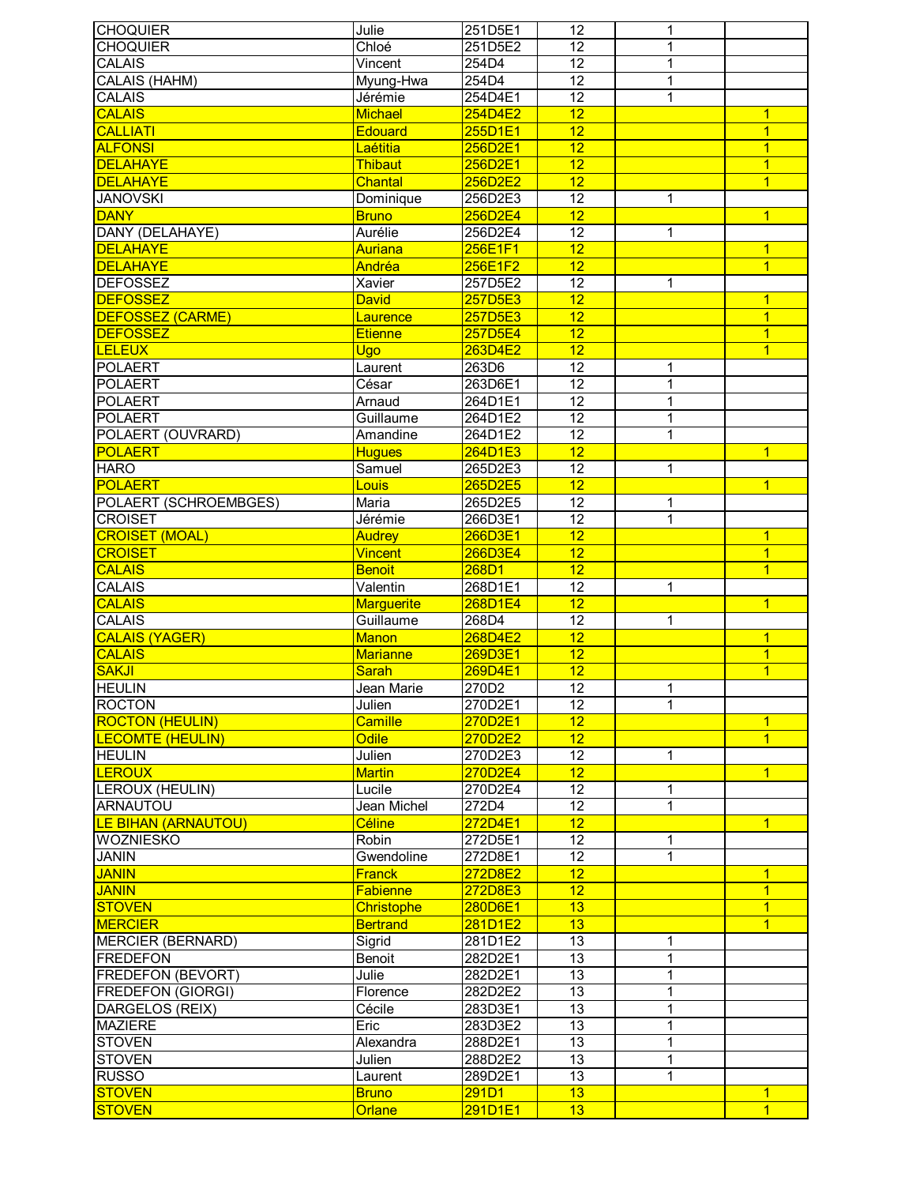| | | | | | |
|---|---|---|---|---|---|
| CHOQUIER | Julie | 251D5E1 | 12 | 1 | |
| CHOQUIER | Chloé | 251D5E2 | 12 | 1 | |
| CALAIS | Vincent | 254D4 | 12 | 1 | |
| CALAIS (HAHM) | Myung-Hwa | 254D4 | 12 | 1 | |
| CALAIS | Jérémie | 254D4E1 | 12 | 1 | |
| CALAIS | Michael | 254D4E2 | 12 | | 1 |
| CALLIATI | Edouard | 255D1E1 | 12 | | 1 |
| ALFONSI | Laétitia | 256D2E1 | 12 | | 1 |
| DELAHAYE | Thibaut | 256D2E1 | 12 | | 1 |
| DELAHAYE | Chantal | 256D2E2 | 12 | | 1 |
| JANOVSKI | Dominique | 256D2E3 | 12 | 1 | |
| DANY | Bruno | 256D2E4 | 12 | | 1 |
| DANY (DELAHAYE) | Aurélie | 256D2E4 | 12 | 1 | |
| DELAHAYE | Auriana | 256E1F1 | 12 | | 1 |
| DELAHAYE | Andréa | 256E1F2 | 12 | | 1 |
| DEFOSSEZ | Xavier | 257D5E2 | 12 | 1 | |
| DEFOSSEZ | David | 257D5E3 | 12 | | 1 |
| DEFOSSEZ (CARME) | Laurence | 257D5E3 | 12 | | 1 |
| DEFOSSEZ | Etienne | 257D5E4 | 12 | | 1 |
| LELEUX | Ugo | 263D4E2 | 12 | | 1 |
| POLAERT | Laurent | 263D6 | 12 | 1 | |
| POLAERT | César | 263D6E1 | 12 | 1 | |
| POLAERT | Arnaud | 264D1E1 | 12 | 1 | |
| POLAERT | Guillaume | 264D1E2 | 12 | 1 | |
| POLAERT (OUVRARD) | Amandine | 264D1E2 | 12 | 1 | |
| POLAERT | Hugues | 264D1E3 | 12 | | 1 |
| HARO | Samuel | 265D2E3 | 12 | 1 | |
| POLAERT | Louis | 265D2E5 | 12 | | 1 |
| POLAERT (SCHROEMBGES) | Maria | 265D2E5 | 12 | 1 | |
| CROISET | Jérémie | 266D3E1 | 12 | 1 | |
| CROISET (MOAL) | Audrey | 266D3E1 | 12 | | 1 |
| CROISET | Vincent | 266D3E4 | 12 | | 1 |
| CALAIS | Benoit | 268D1 | 12 | | 1 |
| CALAIS | Valentin | 268D1E1 | 12 | 1 | |
| CALAIS | Marguerite | 268D1E4 | 12 | | 1 |
| CALAIS | Guillaume | 268D4 | 12 | 1 | |
| CALAIS (YAGER) | Manon | 268D4E2 | 12 | | 1 |
| CALAIS | Marianne | 269D3E1 | 12 | | 1 |
| SAKJI | Sarah | 269D4E1 | 12 | | 1 |
| HEULIN | Jean Marie | 270D2 | 12 | 1 | |
| ROCTON | Julien | 270D2E1 | 12 | 1 | |
| ROCTON (HEULIN) | Camille | 270D2E1 | 12 | | 1 |
| LECOMTE (HEULIN) | Odile | 270D2E2 | 12 | | 1 |
| HEULIN | Julien | 270D2E3 | 12 | 1 | |
| LEROUX | Martin | 270D2E4 | 12 | | 1 |
| LEROUX (HEULIN) | Lucile | 270D2E4 | 12 | 1 | |
| ARNAUTOU | Jean Michel | 272D4 | 12 | 1 | |
| LE BIHAN (ARNAUTOU) | Céline | 272D4E1 | 12 | | 1 |
| WOZNIESKO | Robin | 272D5E1 | 12 | 1 | |
| JANIN | Gwendoline | 272D8E1 | 12 | 1 | |
| JANIN | Franck | 272D8E2 | 12 | | 1 |
| JANIN | Fabienne | 272D8E3 | 12 | | 1 |
| STOVEN | Christophe | 280D6E1 | 13 | | 1 |
| MERCIER | Bertrand | 281D1E2 | 13 | | 1 |
| MERCIER (BERNARD) | Sigrid | 281D1E2 | 13 | 1 | |
| FREDEFON | Benoit | 282D2E1 | 13 | 1 | |
| FREDEFON (BEVORT) | Julie | 282D2E1 | 13 | 1 | |
| FREDEFON (GIORGI) | Florence | 282D2E2 | 13 | 1 | |
| DARGELOS (REIX) | Cécile | 283D3E1 | 13 | 1 | |
| MAZIERE | Eric | 283D3E2 | 13 | 1 | |
| STOVEN | Alexandra | 288D2E1 | 13 | 1 | |
| STOVEN | Julien | 288D2E2 | 13 | 1 | |
| RUSSO | Laurent | 289D2E1 | 13 | 1 | |
| STOVEN | Bruno | 291D1 | 13 | | 1 |
| STOVEN | Orlane | 291D1E1 | 13 | | 1 |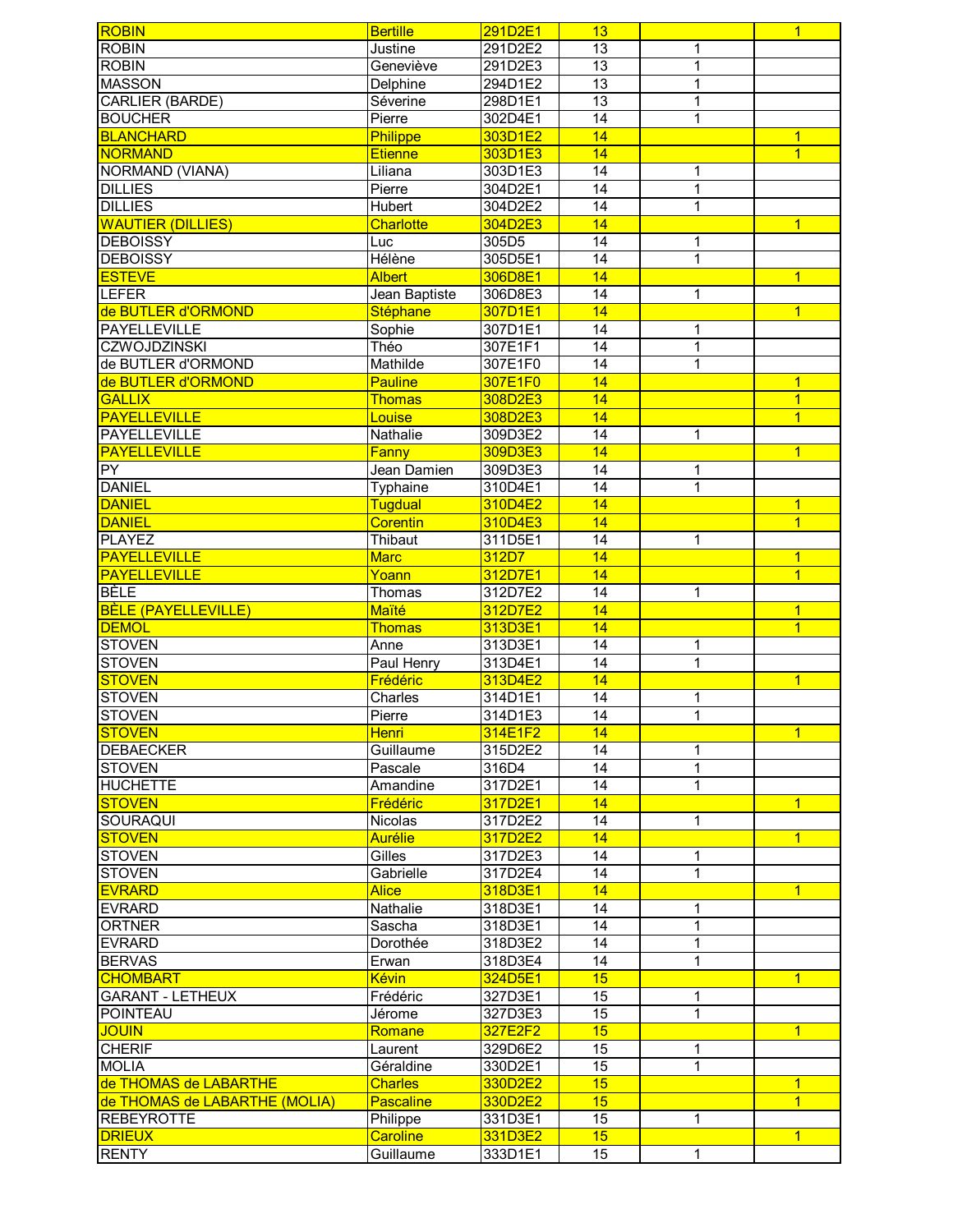| ROBIN | Bertille | 291D2E1 | 13 | | 1 |
|---|---|---|---|---|---|
| ROBIN | Justine | 291D2E2 | 13 | 1 | |
| ROBIN | Geneviève | 291D2E3 | 13 | 1 | |
| MASSON | Delphine | 294D1E2 | 13 | 1 | |
| CARLIER (BARDE) | Séverine | 298D1E1 | 13 | 1 | |
| BOUCHER | Pierre | 302D4E1 | 14 | 1 | |
| BLANCHARD | Philippe | 303D1E2 | 14 | | 1 |
| NORMAND | Etienne | 303D1E3 | 14 | | 1 |
| NORMAND (VIANA) | Liliana | 303D1E3 | 14 | 1 | |
| DILLIES | Pierre | 304D2E1 | 14 | 1 | |
| DILLIES | Hubert | 304D2E2 | 14 | 1 | |
| WAUTIER (DILLIES) | Charlotte | 304D2E3 | 14 | | 1 |
| DEBOISSY | Luc | 305D5 | 14 | 1 | |
| DEBOISSY | Hélène | 305D5E1 | 14 | 1 | |
| ESTEVE | Albert | 306D8E1 | 14 | | 1 |
| LEFER | Jean Baptiste | 306D8E3 | 14 | 1 | |
| de BUTLER d'ORMOND | Stéphane | 307D1E1 | 14 | | 1 |
| PAYELLEVILLE | Sophie | 307D1E1 | 14 | 1 | |
| CZWOJDZINSKI | Théo | 307E1F1 | 14 | 1 | |
| de BUTLER d'ORMOND | Mathilde | 307E1F0 | 14 | 1 | |
| de BUTLER d'ORMOND | Pauline | 307E1F0 | 14 | | 1 |
| GALLIX | Thomas | 308D2E3 | 14 | | 1 |
| PAYELLEVILLE | Louise | 308D2E3 | 14 | | 1 |
| PAYELLEVILLE | Nathalie | 309D3E2 | 14 | 1 | |
| PAYELLEVILLE | Fanny | 309D3E3 | 14 | | 1 |
| PY | Jean Damien | 309D3E3 | 14 | 1 | |
| DANIEL | Typhaine | 310D4E1 | 14 | 1 | |
| DANIEL | Tugdual | 310D4E2 | 14 | | 1 |
| DANIEL | Corentin | 310D4E3 | 14 | | 1 |
| PLAYEZ | Thibaut | 311D5E1 | 14 | 1 | |
| PAYELLEVILLE | Marc | 312D7 | 14 | | 1 |
| PAYELLEVILLE | Yoann | 312D7E1 | 14 | | 1 |
| BÈLE | Thomas | 312D7E2 | 14 | 1 | |
| BÈLE (PAYELLEVILLE) | Maïté | 312D7E2 | 14 | | 1 |
| DEMOL | Thomas | 313D3E1 | 14 | | 1 |
| STOVEN | Anne | 313D3E1 | 14 | 1 | |
| STOVEN | Paul Henry | 313D4E1 | 14 | 1 | |
| STOVEN | Frédéric | 313D4E2 | 14 | | 1 |
| STOVEN | Charles | 314D1E1 | 14 | 1 | |
| STOVEN | Pierre | 314D1E3 | 14 | 1 | |
| STOVEN | Henri | 314E1F2 | 14 | | 1 |
| DEBAECKER | Guillaume | 315D2E2 | 14 | 1 | |
| STOVEN | Pascale | 316D4 | 14 | 1 | |
| HUCHETTE | Amandine | 317D2E1 | 14 | 1 | |
| STOVEN | Frédéric | 317D2E1 | 14 | | 1 |
| SOURAQUI | Nicolas | 317D2E2 | 14 | 1 | |
| STOVEN | Aurélie | 317D2E2 | 14 | | 1 |
| STOVEN | Gilles | 317D2E3 | 14 | 1 | |
| STOVEN | Gabrielle | 317D2E4 | 14 | 1 | |
| EVRARD | Alice | 318D3E1 | 14 | | 1 |
| EVRARD | Nathalie | 318D3E1 | 14 | 1 | |
| ORTNER | Sascha | 318D3E1 | 14 | 1 | |
| EVRARD | Dorothée | 318D3E2 | 14 | 1 | |
| BERVAS | Erwan | 318D3E4 | 14 | 1 | |
| CHOMBART | Kévin | 324D5E1 | 15 | | 1 |
| GARANT - LETHEUX | Frédéric | 327D3E1 | 15 | 1 | |
| POINTEAU | Jérome | 327D3E3 | 15 | 1 | |
| JOUIN | Romane | 327E2F2 | 15 | | 1 |
| CHERIF | Laurent | 329D6E2 | 15 | 1 | |
| MOLIA | Géraldine | 330D2E1 | 15 | 1 | |
| de THOMAS de LABARTHE | Charles | 330D2E2 | 15 | | 1 |
| de THOMAS de LABARTHE (MOLIA) | Pascaline | 330D2E2 | 15 | | 1 |
| REBEYROTTE | Philippe | 331D3E1 | 15 | 1 | |
| DRIEUX | Caroline | 331D3E2 | 15 | | 1 |
| RENTY | Guillaume | 333D1E1 | 15 | 1 | |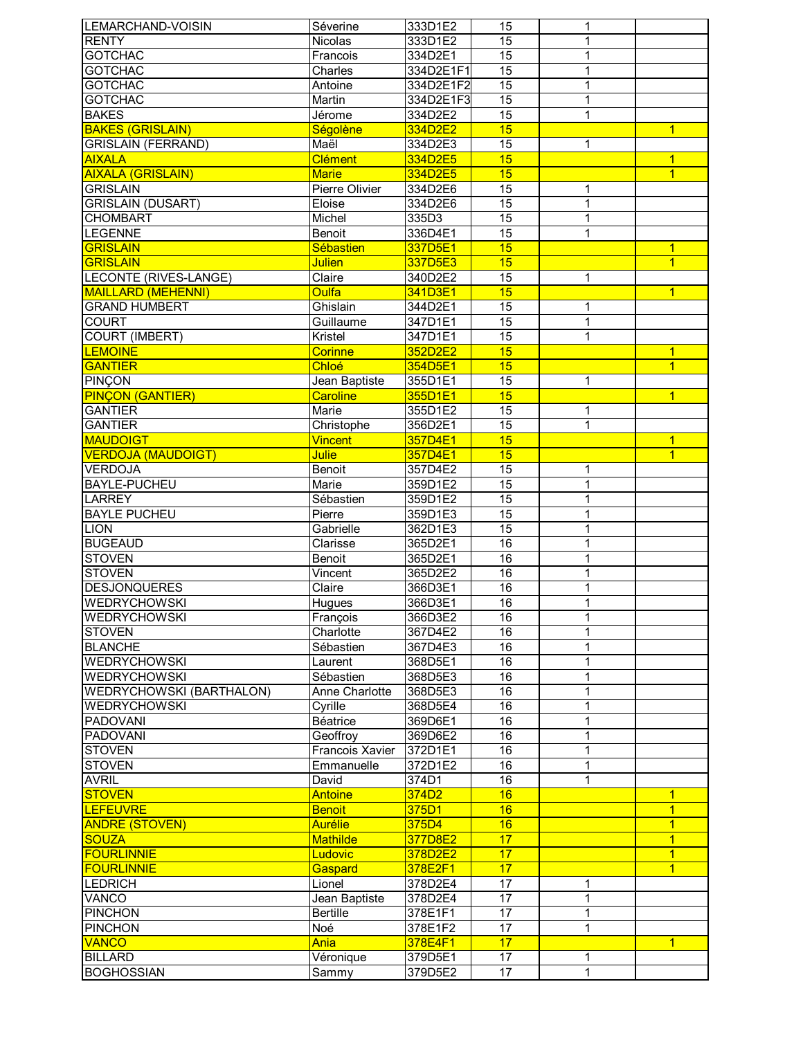| | | | | | |
|---|---|---|---|---|---|
| LEMARCHAND-VOISIN | Séverine | 333D1E2 | 15 | 1 | |
| RENTY | Nicolas | 333D1E2 | 15 | 1 | |
| GOTCHAC | Francois | 334D2E1 | 15 | 1 | |
| GOTCHAC | Charles | 334D2E1F1 | 15 | 1 | |
| GOTCHAC | Antoine | 334D2E1F2 | 15 | 1 | |
| GOTCHAC | Martin | 334D2E1F3 | 15 | 1 | |
| BAKES | Jérome | 334D2E2 | 15 | 1 | |
| BAKES (GRISLAIN) | Ségolène | 334D2E2 | 15 | | 1 |
| GRISLAIN (FERRAND) | Maël | 334D2E3 | 15 | 1 | |
| AIXALA | Clément | 334D2E5 | 15 | | 1 |
| AIXALA (GRISLAIN) | Marie | 334D2E5 | 15 | | 1 |
| GRISLAIN | Pierre Olivier | 334D2E6 | 15 | 1 | |
| GRISLAIN (DUSART) | Eloise | 334D2E6 | 15 | 1 | |
| CHOMBART | Michel | 335D3 | 15 | 1 | |
| LEGENNE | Benoit | 336D4E1 | 15 | 1 | |
| GRISLAIN | Sébastien | 337D5E1 | 15 | | 1 |
| GRISLAIN | Julien | 337D5E3 | 15 | | 1 |
| LECONTE (RIVES-LANGE) | Claire | 340D2E2 | 15 | 1 | |
| MAILLARD (MEHENNI) | Oulfa | 341D3E1 | 15 | | 1 |
| GRAND HUMBERT | Ghislain | 344D2E1 | 15 | 1 | |
| COURT | Guillaume | 347D1E1 | 15 | 1 | |
| COURT (IMBERT) | Kristel | 347D1E1 | 15 | 1 | |
| LEMOINE | Corinne | 352D2E2 | 15 | | 1 |
| GANTIER | Chloé | 354D5E1 | 15 | | 1 |
| PINÇON | Jean Baptiste | 355D1E1 | 15 | 1 | |
| PINÇON (GANTIER) | Caroline | 355D1E1 | 15 | | 1 |
| GANTIER | Marie | 355D1E2 | 15 | 1 | |
| GANTIER | Christophe | 356D2E1 | 15 | 1 | |
| MAUDOIGT | Vincent | 357D4E1 | 15 | | 1 |
| VERDOJA (MAUDOIGT) | Julie | 357D4E1 | 15 | | 1 |
| VERDOJA | Benoit | 357D4E2 | 15 | 1 | |
| BAYLE-PUCHEU | Marie | 359D1E2 | 15 | 1 | |
| LARREY | Sébastien | 359D1E2 | 15 | 1 | |
| BAYLE PUCHEU | Pierre | 359D1E3 | 15 | 1 | |
| LION | Gabrielle | 362D1E3 | 15 | 1 | |
| BUGEAUD | Clarisse | 365D2E1 | 16 | 1 | |
| STOVEN | Benoit | 365D2E1 | 16 | 1 | |
| STOVEN | Vincent | 365D2E2 | 16 | 1 | |
| DESJONQUERES | Claire | 366D3E1 | 16 | 1 | |
| WEDRYCHOWSKI | Hugues | 366D3E1 | 16 | 1 | |
| WEDRYCHOWSKI | François | 366D3E2 | 16 | 1 | |
| STOVEN | Charlotte | 367D4E2 | 16 | 1 | |
| BLANCHE | Sébastien | 367D4E3 | 16 | 1 | |
| WEDRYCHOWSKI | Laurent | 368D5E1 | 16 | 1 | |
| WEDRYCHOWSKI | Sébastien | 368D5E3 | 16 | 1 | |
| WEDRYCHOWSKI (BARTHALON) | Anne Charlotte | 368D5E3 | 16 | 1 | |
| WEDRYCHOWSKI | Cyrille | 368D5E4 | 16 | 1 | |
| PADOVANI | Béatrice | 369D6E1 | 16 | 1 | |
| PADOVANI | Geoffroy | 369D6E2 | 16 | 1 | |
| STOVEN | Francois Xavier | 372D1E1 | 16 | 1 | |
| STOVEN | Emmanuelle | 372D1E2 | 16 | 1 | |
| AVRIL | David | 374D1 | 16 | 1 | |
| STOVEN | Antoine | 374D2 | 16 | | 1 |
| LEFEUVRE | Benoit | 375D1 | 16 | | 1 |
| ANDRE (STOVEN) | Aurélie | 375D4 | 16 | | 1 |
| SOUZA | Mathilde | 377D8E2 | 17 | | 1 |
| FOURLINNIE | Ludovic | 378D2E2 | 17 | | 1 |
| FOURLINNIE | Gaspard | 378E2F1 | 17 | | 1 |
| LEDRICH | Lionel | 378D2E4 | 17 | 1 | |
| VANCO | Jean Baptiste | 378D2E4 | 17 | 1 | |
| PINCHON | Bertille | 378E1F1 | 17 | 1 | |
| PINCHON | Noé | 378E1F2 | 17 | 1 | |
| VANCO | Ania | 378E4F1 | 17 | | 1 |
| BILLARD | Véronique | 379D5E1 | 17 | 1 | |
| BOGHOSSIAN | Sammy | 379D5E2 | 17 | 1 | |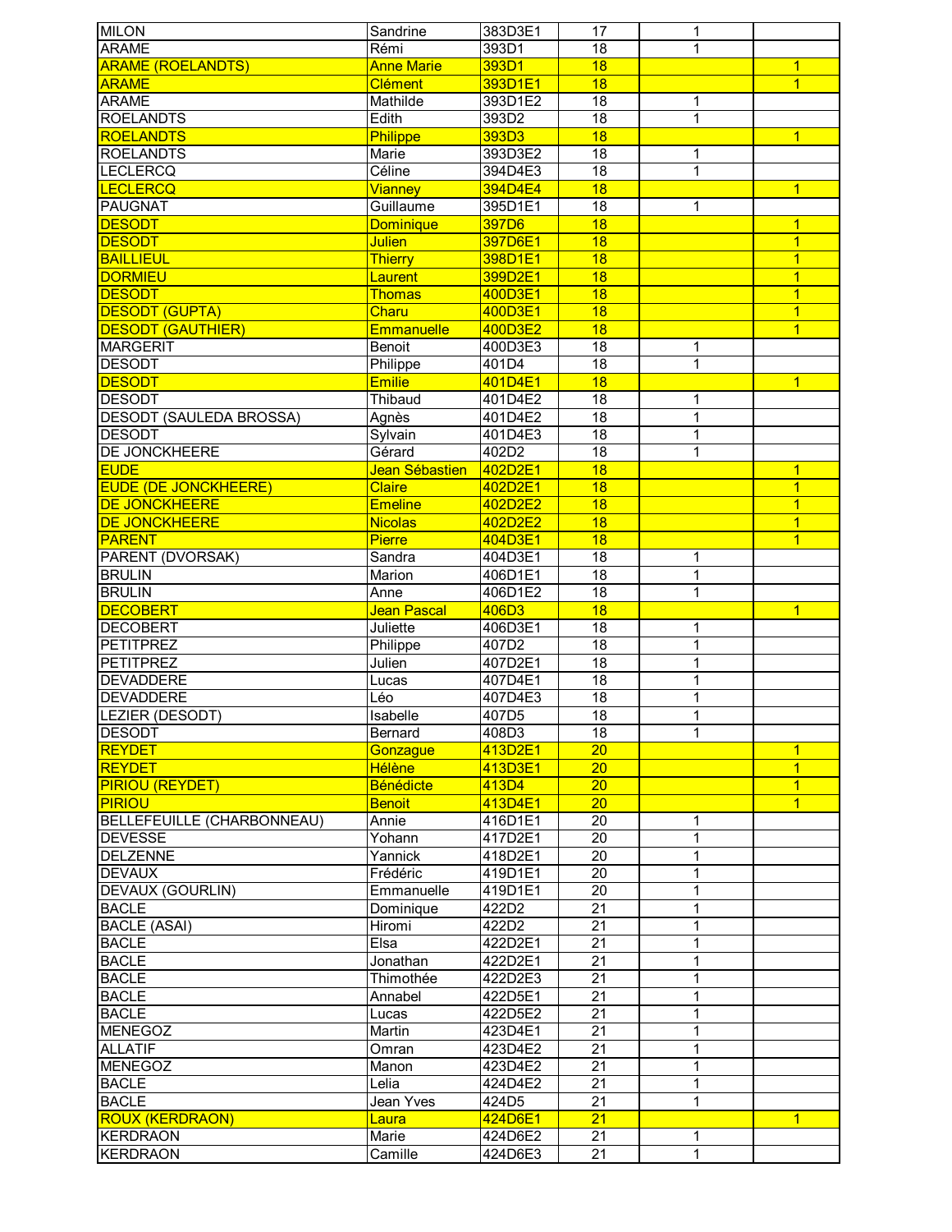| | | | | | |
|---|---|---|---|---|---|
| MILON | Sandrine | 383D3E1 | 17 | 1 | |
| ARAME | Rémi | 393D1 | 18 | 1 | |
| ARAME (ROELANDTS) | Anne Marie | 393D1 | 18 | | 1 |
| ARAME | Clément | 393D1E1 | 18 | | 1 |
| ARAME | Mathilde | 393D1E2 | 18 | 1 | |
| ROELANDTS | Edith | 393D2 | 18 | 1 | |
| ROELANDTS | Philippe | 393D3 | 18 | | 1 |
| ROELANDTS | Marie | 393D3E2 | 18 | 1 | |
| LECLERCQ | Céline | 394D4E3 | 18 | 1 | |
| LECLERCQ | Vianney | 394D4E4 | 18 | | 1 |
| PAUGNAT | Guillaume | 395D1E1 | 18 | 1 | |
| DESODT | Dominique | 397D6 | 18 | | 1 |
| DESODT | Julien | 397D6E1 | 18 | | 1 |
| BAILLIEUL | Thierry | 398D1E1 | 18 | | 1 |
| DORMIEU | Laurent | 399D2E1 | 18 | | 1 |
| DESODT | Thomas | 400D3E1 | 18 | | 1 |
| DESODT (GUPTA) | Charu | 400D3E1 | 18 | | 1 |
| DESODT (GAUTHIER) | Emmanuelle | 400D3E2 | 18 | | 1 |
| MARGERIT | Benoit | 400D3E3 | 18 | 1 | |
| DESODT | Philippe | 401D4 | 18 | 1 | |
| DESODT | Emilie | 401D4E1 | 18 | | 1 |
| DESODT | Thibaud | 401D4E2 | 18 | 1 | |
| DESODT (SAULEDA BROSSA) | Agnès | 401D4E2 | 18 | 1 | |
| DESODT | Sylvain | 401D4E3 | 18 | 1 | |
| DE JONCKHEERE | Gérard | 402D2 | 18 | 1 | |
| EUDE | Jean Sébastien | 402D2E1 | 18 | | 1 |
| EUDE (DE JONCKHEERE) | Claire | 402D2E1 | 18 | | 1 |
| DE JONCKHEERE | Emeline | 402D2E2 | 18 | | 1 |
| DE JONCKHEERE | Nicolas | 402D2E2 | 18 | | 1 |
| PARENT | Pierre | 404D3E1 | 18 | | 1 |
| PARENT (DVORSAK) | Sandra | 404D3E1 | 18 | 1 | |
| BRULIN | Marion | 406D1E1 | 18 | 1 | |
| BRULIN | Anne | 406D1E2 | 18 | 1 | |
| DECOBERT | Jean Pascal | 406D3 | 18 | | 1 |
| DECOBERT | Juliette | 406D3E1 | 18 | 1 | |
| PETITPREZ | Philippe | 407D2 | 18 | 1 | |
| PETITPREZ | Julien | 407D2E1 | 18 | 1 | |
| DEVADDERE | Lucas | 407D4E1 | 18 | 1 | |
| DEVADDERE | Léo | 407D4E3 | 18 | 1 | |
| LEZIER (DESODT) | Isabelle | 407D5 | 18 | 1 | |
| DESODT | Bernard | 408D3 | 18 | 1 | |
| REYDET | Gonzague | 413D2E1 | 20 | | 1 |
| REYDET | Hélène | 413D3E1 | 20 | | 1 |
| PIRIOU (REYDET) | Bénédicte | 413D4 | 20 | | 1 |
| PIRIOU | Benoit | 413D4E1 | 20 | | 1 |
| BELLEFEUILLE (CHARBONNEAU) | Annie | 416D1E1 | 20 | 1 | |
| DEVESSE | Yohann | 417D2E1 | 20 | 1 | |
| DELZENNE | Yannick | 418D2E1 | 20 | 1 | |
| DEVAUX | Frédéric | 419D1E1 | 20 | 1 | |
| DEVAUX (GOURLIN) | Emmanuelle | 419D1E1 | 20 | 1 | |
| BACLE | Dominique | 422D2 | 21 | 1 | |
| BACLE (ASAI) | Hiromi | 422D2 | 21 | 1 | |
| BACLE | Elsa | 422D2E1 | 21 | 1 | |
| BACLE | Jonathan | 422D2E1 | 21 | 1 | |
| BACLE | Thimothée | 422D2E3 | 21 | 1 | |
| BACLE | Annabel | 422D5E1 | 21 | 1 | |
| BACLE | Lucas | 422D5E2 | 21 | 1 | |
| MENEGOZ | Martin | 423D4E1 | 21 | 1 | |
| ALLATIF | Omran | 423D4E2 | 21 | 1 | |
| MENEGOZ | Manon | 423D4E2 | 21 | 1 | |
| BACLE | Lelia | 424D4E2 | 21 | 1 | |
| BACLE | Jean Yves | 424D5 | 21 | 1 | |
| ROUX (KERDRAON) | Laura | 424D6E1 | 21 | | 1 |
| KERDRAON | Marie | 424D6E2 | 21 | 1 | |
| KERDRAON | Camille | 424D6E3 | 21 | 1 | |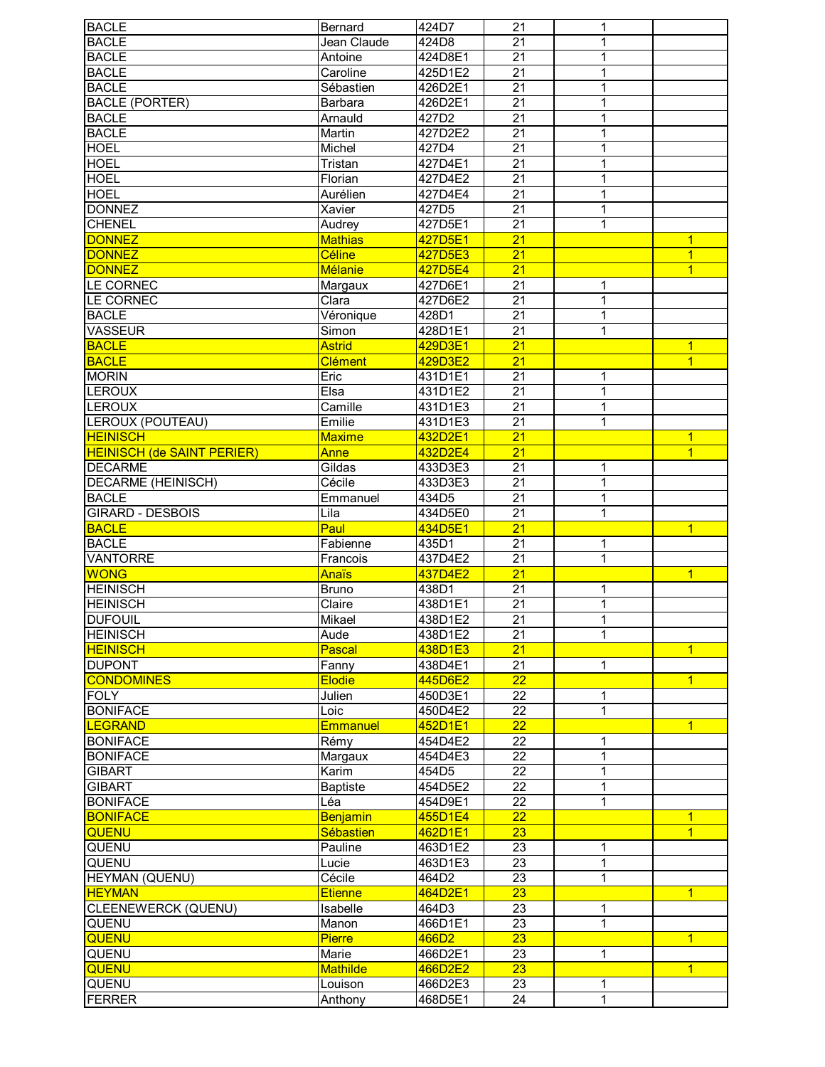| | | | | | |
|---|---|---|---|---|---|
| BACLE | Bernard | 424D7 | 21 | 1 | |
| BACLE | Jean Claude | 424D8 | 21 | 1 | |
| BACLE | Antoine | 424D8E1 | 21 | 1 | |
| BACLE | Caroline | 425D1E2 | 21 | 1 | |
| BACLE | Sébastien | 426D2E1 | 21 | 1 | |
| BACLE (PORTER) | Barbara | 426D2E1 | 21 | 1 | |
| BACLE | Arnauld | 427D2 | 21 | 1 | |
| BACLE | Martin | 427D2E2 | 21 | 1 | |
| HOEL | Michel | 427D4 | 21 | 1 | |
| HOEL | Tristan | 427D4E1 | 21 | 1 | |
| HOEL | Florian | 427D4E2 | 21 | 1 | |
| HOEL | Aurélien | 427D4E4 | 21 | 1 | |
| DONNEZ | Xavier | 427D5 | 21 | 1 | |
| CHENEL | Audrey | 427D5E1 | 21 | 1 | |
| DONNEZ | Mathias | 427D5E1 | 21 | | 1 |
| DONNEZ | Céline | 427D5E3 | 21 | | 1 |
| DONNEZ | Mélanie | 427D5E4 | 21 | | 1 |
| LE CORNEC | Margaux | 427D6E1 | 21 | 1 | |
| LE CORNEC | Clara | 427D6E2 | 21 | 1 | |
| BACLE | Véronique | 428D1 | 21 | 1 | |
| VASSEUR | Simon | 428D1E1 | 21 | 1 | |
| BACLE | Astrid | 429D3E1 | 21 | | 1 |
| BACLE | Clément | 429D3E2 | 21 | | 1 |
| MORIN | Eric | 431D1E1 | 21 | 1 | |
| LEROUX | Elsa | 431D1E2 | 21 | 1 | |
| LEROUX | Camille | 431D1E3 | 21 | 1 | |
| LEROUX (POUTEAU) | Emilie | 431D1E3 | 21 | 1 | |
| HEINISCH | Maxime | 432D2E1 | 21 | | 1 |
| HEINISCH (de SAINT PERIER) | Anne | 432D2E4 | 21 | | 1 |
| DECARME | Gildas | 433D3E3 | 21 | 1 | |
| DECARME (HEINISCH) | Cécile | 433D3E3 | 21 | 1 | |
| BACLE | Emmanuel | 434D5 | 21 | 1 | |
| GIRARD - DESBOIS | Lila | 434D5E0 | 21 | 1 | |
| BACLE | Paul | 434D5E1 | 21 | | 1 |
| BACLE | Fabienne | 435D1 | 21 | 1 | |
| VANTORRE | Francois | 437D4E2 | 21 | 1 | |
| WONG | Anaïs | 437D4E2 | 21 | | 1 |
| HEINISCH | Bruno | 438D1 | 21 | 1 | |
| HEINISCH | Claire | 438D1E1 | 21 | 1 | |
| DUFOUIL | Mikael | 438D1E2 | 21 | 1 | |
| HEINISCH | Aude | 438D1E2 | 21 | 1 | |
| HEINISCH | Pascal | 438D1E3 | 21 | | 1 |
| DUPONT | Fanny | 438D4E1 | 21 | 1 | |
| CONDOMINES | Elodie | 445D6E2 | 22 | | 1 |
| FOLY | Julien | 450D3E1 | 22 | 1 | |
| BONIFACE | Loic | 450D4E2 | 22 | 1 | |
| LEGRAND | Emmanuel | 452D1E1 | 22 | | 1 |
| BONIFACE | Rémy | 454D4E2 | 22 | 1 | |
| BONIFACE | Margaux | 454D4E3 | 22 | 1 | |
| GIBART | Karim | 454D5 | 22 | 1 | |
| GIBART | Baptiste | 454D5E2 | 22 | 1 | |
| BONIFACE | Léa | 454D9E1 | 22 | 1 | |
| BONIFACE | Benjamin | 455D1E4 | 22 | | 1 |
| QUENU | Sébastien | 462D1E1 | 23 | | 1 |
| QUENU | Pauline | 463D1E2 | 23 | 1 | |
| QUENU | Lucie | 463D1E3 | 23 | 1 | |
| HEYMAN (QUENU) | Cécile | 464D2 | 23 | 1 | |
| HEYMAN | Etienne | 464D2E1 | 23 | | 1 |
| CLEENEWERCK (QUENU) | Isabelle | 464D3 | 23 | 1 | |
| QUENU | Manon | 466D1E1 | 23 | 1 | |
| QUENU | Pierre | 466D2 | 23 | | 1 |
| QUENU | Marie | 466D2E1 | 23 | 1 | |
| QUENU | Mathilde | 466D2E2 | 23 | | 1 |
| QUENU | Louison | 466D2E3 | 23 | 1 | |
| FERRER | Anthony | 468D5E1 | 24 | 1 | |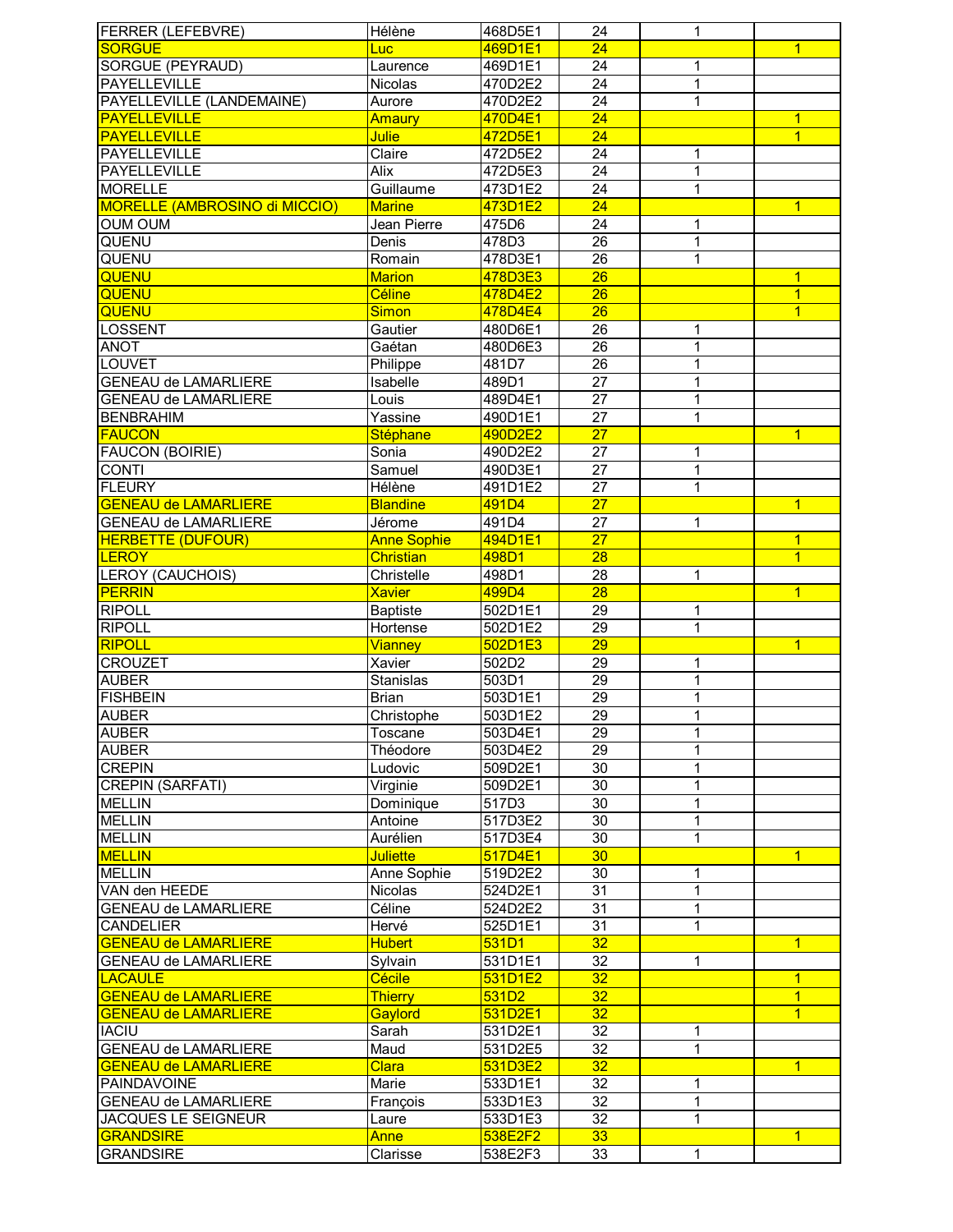| | | | | | |
|---|---|---|---|---|---|
| FERRER (LEFEBVRE) | Hélène | 468D5E1 | 24 | 1 | |
| SORGUE | Luc | 469D1E1 | 24 | | 1 |
| SORGUE (PEYRAUD) | Laurence | 469D1E1 | 24 | 1 | |
| PAYELLEVILLE | Nicolas | 470D2E2 | 24 | 1 | |
| PAYELLEVILLE (LANDEMAINE) | Aurore | 470D2E2 | 24 | 1 | |
| PAYELLEVILLE | Amaury | 470D4E1 | 24 | | 1 |
| PAYELLEVILLE | Julie | 472D5E1 | 24 | | 1 |
| PAYELLEVILLE | Claire | 472D5E2 | 24 | 1 | |
| PAYELLEVILLE | Alix | 472D5E3 | 24 | 1 | |
| MORELLE | Guillaume | 473D1E2 | 24 | 1 | |
| MORELLE (AMBROSINO di MICCIO) | Marine | 473D1E2 | 24 | | 1 |
| OUM OUM | Jean Pierre | 475D6 | 24 | 1 | |
| QUENU | Denis | 478D3 | 26 | 1 | |
| QUENU | Romain | 478D3E1 | 26 | 1 | |
| QUENU | Marion | 478D3E3 | 26 | | 1 |
| QUENU | Céline | 478D4E2 | 26 | | 1 |
| QUENU | Simon | 478D4E4 | 26 | | 1 |
| LOSSENT | Gautier | 480D6E1 | 26 | 1 | |
| ANOT | Gaétan | 480D6E3 | 26 | 1 | |
| LOUVET | Philippe | 481D7 | 26 | 1 | |
| GENEAU de LAMARLIERE | Isabelle | 489D1 | 27 | 1 | |
| GENEAU de LAMARLIERE | Louis | 489D4E1 | 27 | 1 | |
| BENBRAHIM | Yassine | 490D1E1 | 27 | 1 | |
| FAUCON | Stéphane | 490D2E2 | 27 | | 1 |
| FAUCON (BOIRIE) | Sonia | 490D2E2 | 27 | 1 | |
| CONTI | Samuel | 490D3E1 | 27 | 1 | |
| FLEURY | Hélène | 491D1E2 | 27 | 1 | |
| GENEAU de LAMARLIERE | Blandine | 491D4 | 27 | | 1 |
| GENEAU de LAMARLIERE | Jérome | 491D4 | 27 | 1 | |
| HERBETTE (DUFOUR) | Anne Sophie | 494D1E1 | 27 | | 1 |
| LEROY | Christian | 498D1 | 28 | | 1 |
| LEROY (CAUCHOIS) | Christelle | 498D1 | 28 | 1 | |
| PERRIN | Xavier | 499D4 | 28 | | 1 |
| RIPOLL | Baptiste | 502D1E1 | 29 | 1 | |
| RIPOLL | Hortense | 502D1E2 | 29 | 1 | |
| RIPOLL | Vianney | 502D1E3 | 29 | | 1 |
| CROUZET | Xavier | 502D2 | 29 | 1 | |
| AUBER | Stanislas | 503D1 | 29 | 1 | |
| FISHBEIN | Brian | 503D1E1 | 29 | 1 | |
| AUBER | Christophe | 503D1E2 | 29 | 1 | |
| AUBER | Toscane | 503D4E1 | 29 | 1 | |
| AUBER | Théodore | 503D4E2 | 29 | 1 | |
| CREPIN | Ludovic | 509D2E1 | 30 | 1 | |
| CREPIN (SARFATI) | Virginie | 509D2E1 | 30 | 1 | |
| MELLIN | Dominique | 517D3 | 30 | 1 | |
| MELLIN | Antoine | 517D3E2 | 30 | 1 | |
| MELLIN | Aurélien | 517D3E4 | 30 | 1 | |
| MELLIN | Juliette | 517D4E1 | 30 | | 1 |
| MELLIN | Anne Sophie | 519D2E2 | 30 | 1 | |
| VAN den HEEDE | Nicolas | 524D2E1 | 31 | 1 | |
| GENEAU de LAMARLIERE | Céline | 524D2E2 | 31 | 1 | |
| CANDELIER | Hervé | 525D1E1 | 31 | 1 | |
| GENEAU de LAMARLIERE | Hubert | 531D1 | 32 | | 1 |
| GENEAU de LAMARLIERE | Sylvain | 531D1E1 | 32 | 1 | |
| LACAULE | Cécile | 531D1E2 | 32 | | 1 |
| GENEAU de LAMARLIERE | Thierry | 531D2 | 32 | | 1 |
| GENEAU de LAMARLIERE | Gaylord | 531D2E1 | 32 | | 1 |
| IACIU | Sarah | 531D2E1 | 32 | 1 | |
| GENEAU de LAMARLIERE | Maud | 531D2E5 | 32 | 1 | |
| GENEAU de LAMARLIERE | Clara | 531D3E2 | 32 | | 1 |
| PAINDAVOINE | Marie | 533D1E1 | 32 | 1 | |
| GENEAU de LAMARLIERE | François | 533D1E3 | 32 | 1 | |
| JACQUES LE SEIGNEUR | Laure | 533D1E3 | 32 | 1 | |
| GRANDSIRE | Anne | 538E2F2 | 33 | | 1 |
| GRANDSIRE | Clarisse | 538E2F3 | 33 | 1 | |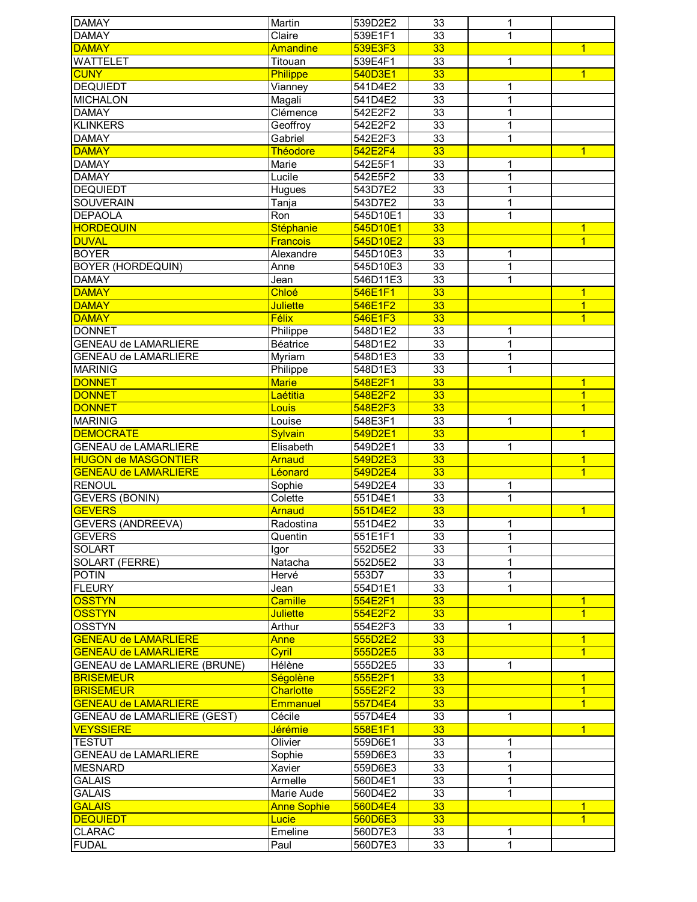| | | | | | |
|---|---|---|---|---|---|
| DAMAY | Martin | 539D2E2 | 33 | 1 | |
| DAMAY | Claire | 539E1F1 | 33 | 1 | |
| DAMAY | Amandine | 539E3F3 | 33 | | 1 |
| WATTELET | Titouan | 539E4F1 | 33 | 1 | |
| CUNY | Philippe | 540D3E1 | 33 | | 1 |
| DEQUIEDT | Vianney | 541D4E2 | 33 | 1 | |
| MICHALON | Magali | 541D4E2 | 33 | 1 | |
| DAMAY | Clémence | 542E2F2 | 33 | 1 | |
| KLINKERS | Geoffroy | 542E2F2 | 33 | 1 | |
| DAMAY | Gabriel | 542E2F3 | 33 | 1 | |
| DAMAY | Théodore | 542E2F4 | 33 | | 1 |
| DAMAY | Marie | 542E5F1 | 33 | 1 | |
| DAMAY | Lucile | 542E5F2 | 33 | 1 | |
| DEQUIEDT | Hugues | 543D7E2 | 33 | 1 | |
| SOUVERAIN | Tanja | 543D7E2 | 33 | 1 | |
| DEPAOLA | Ron | 545D10E1 | 33 | 1 | |
| HORDEQUIN | Stéphanie | 545D10E1 | 33 | | 1 |
| DUVAL | Francois | 545D10E2 | 33 | | 1 |
| BOYER | Alexandre | 545D10E3 | 33 | 1 | |
| BOYER (HORDEQUIN) | Anne | 545D10E3 | 33 | 1 | |
| DAMAY | Jean | 546D11E3 | 33 | 1 | |
| DAMAY | Chloé | 546E1F1 | 33 | | 1 |
| DAMAY | Juliette | 546E1F2 | 33 | | 1 |
| DAMAY | Félix | 546E1F3 | 33 | | 1 |
| DONNET | Philippe | 548D1E2 | 33 | 1 | |
| GENEAU de LAMARLIERE | Béatrice | 548D1E2 | 33 | 1 | |
| GENEAU de LAMARLIERE | Myriam | 548D1E3 | 33 | 1 | |
| MARINIG | Philippe | 548D1E3 | 33 | 1 | |
| DONNET | Marie | 548E2F1 | 33 | | 1 |
| DONNET | Laétitia | 548E2F2 | 33 | | 1 |
| DONNET | Louis | 548E2F3 | 33 | | 1 |
| MARINIG | Louise | 548E3F1 | 33 | 1 | |
| DEMOCRATE | Sylvain | 549D2E1 | 33 | | 1 |
| GENEAU de LAMARLIERE | Elisabeth | 549D2E1 | 33 | 1 | |
| HUGON de MASGONTIER | Arnaud | 549D2E3 | 33 | | 1 |
| GENEAU de LAMARLIERE | Léonard | 549D2E4 | 33 | | 1 |
| RENOUL | Sophie | 549D2E4 | 33 | 1 | |
| GEVERS (BONIN) | Colette | 551D4E1 | 33 | 1 | |
| GEVERS | Arnaud | 551D4E2 | 33 | | 1 |
| GEVERS (ANDREEVA) | Radostina | 551D4E2 | 33 | 1 | |
| GEVERS | Quentin | 551E1F1 | 33 | 1 | |
| SOLART | Igor | 552D5E2 | 33 | 1 | |
| SOLART (FERRE) | Natacha | 552D5E2 | 33 | 1 | |
| POTIN | Hervé | 553D7 | 33 | 1 | |
| FLEURY | Jean | 554D1E1 | 33 | 1 | |
| OSSTYN | Camille | 554E2F1 | 33 | | 1 |
| OSSTYN | Juliette | 554E2F2 | 33 | | 1 |
| OSSTYN | Arthur | 554E2F3 | 33 | 1 | |
| GENEAU de LAMARLIERE | Anne | 555D2E2 | 33 | | 1 |
| GENEAU de LAMARLIERE | Cyril | 555D2E5 | 33 | | 1 |
| GENEAU de LAMARLIERE (BRUNE) | Hélène | 555D2E5 | 33 | 1 | |
| BRISEMEUR | Ségolène | 555E2F1 | 33 | | 1 |
| BRISEMEUR | Charlotte | 555E2F2 | 33 | | 1 |
| GENEAU de LAMARLIERE | Emmanuel | 557D4E4 | 33 | | 1 |
| GENEAU de LAMARLIERE (GEST) | Cécile | 557D4E4 | 33 | 1 | |
| VEYSSIERE | Jérémie | 558E1F1 | 33 | | 1 |
| TESTUT | Olivier | 559D6E1 | 33 | 1 | |
| GENEAU de LAMARLIERE | Sophie | 559D6E3 | 33 | 1 | |
| MESNARD | Xavier | 559D6E3 | 33 | 1 | |
| GALAIS | Armelle | 560D4E1 | 33 | 1 | |
| GALAIS | Marie Aude | 560D4E2 | 33 | 1 | |
| GALAIS | Anne Sophie | 560D4E4 | 33 | | 1 |
| DEQUIEDT | Lucie | 560D6E3 | 33 | | 1 |
| CLARAC | Emeline | 560D7E3 | 33 | 1 | |
| FUDAL | Paul | 560D7E3 | 33 | 1 | |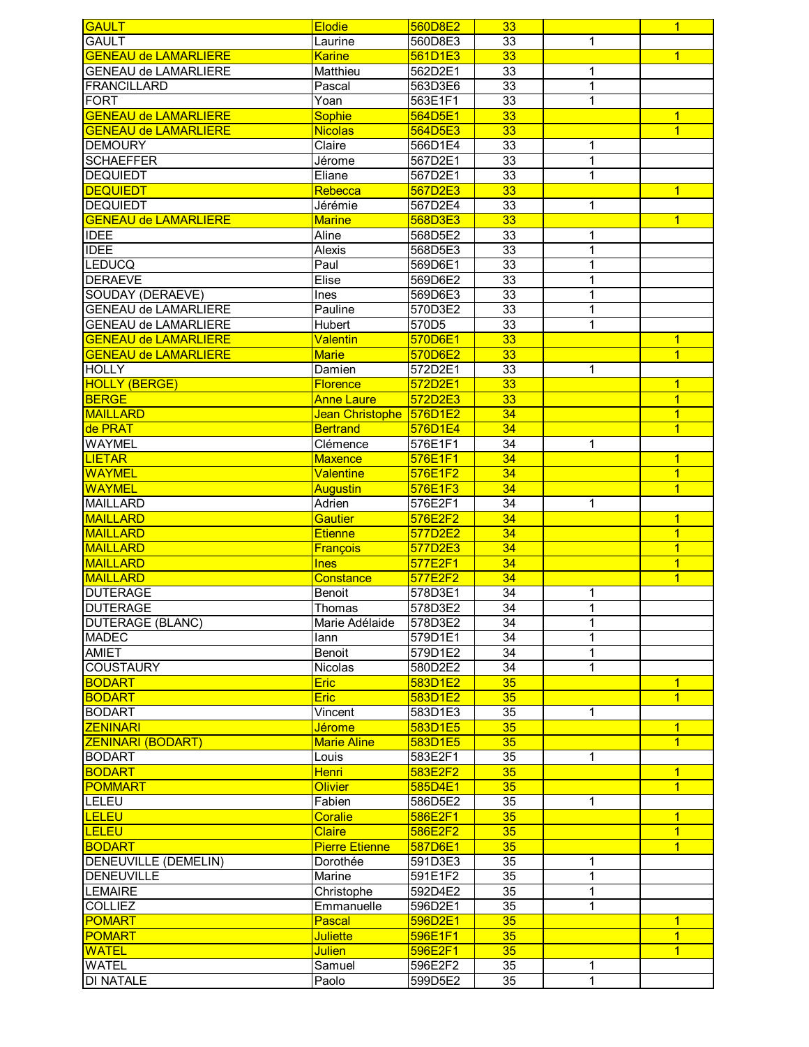| | | | | | |
|---|---|---|---|---|---|
| GAULT | Elodie | 560D8E2 | 33 | | 1 |
| GAULT | Laurine | 560D8E3 | 33 | 1 | |
| GENEAU de LAMARLIERE | Karine | 561D1E3 | 33 | | 1 |
| GENEAU de LAMARLIERE | Matthieu | 562D2E1 | 33 | 1 | |
| FRANCILLARD | Pascal | 563D3E6 | 33 | 1 | |
| FORT | Yoan | 563E1F1 | 33 | 1 | |
| GENEAU de LAMARLIERE | Sophie | 564D5E1 | 33 | | 1 |
| GENEAU de LAMARLIERE | Nicolas | 564D5E3 | 33 | | 1 |
| DEMOURY | Claire | 566D1E4 | 33 | 1 | |
| SCHAEFFER | Jérome | 567D2E1 | 33 | 1 | |
| DEQUIEDT | Eliane | 567D2E1 | 33 | 1 | |
| DEQUIEDT | Rebecca | 567D2E3 | 33 | | 1 |
| DEQUIEDT | Jérémie | 567D2E4 | 33 | 1 | |
| GENEAU de LAMARLIERE | Marine | 568D3E3 | 33 | | 1 |
| IDEE | Aline | 568D5E2 | 33 | 1 | |
| IDEE | Alexis | 568D5E3 | 33 | 1 | |
| LEDUCQ | Paul | 569D6E1 | 33 | 1 | |
| DERAEVE | Elise | 569D6E2 | 33 | 1 | |
| SOUDAY (DERAEVE) | Ines | 569D6E3 | 33 | 1 | |
| GENEAU de LAMARLIERE | Pauline | 570D3E2 | 33 | 1 | |
| GENEAU de LAMARLIERE | Hubert | 570D5 | 33 | 1 | |
| GENEAU de LAMARLIERE | Valentin | 570D6E1 | 33 | | 1 |
| GENEAU de LAMARLIERE | Marie | 570D6E2 | 33 | | 1 |
| HOLLY | Damien | 572D2E1 | 33 | 1 | |
| HOLLY (BERGE) | Florence | 572D2E1 | 33 | | 1 |
| BERGE | Anne Laure | 572D2E3 | 33 | | 1 |
| MAILLARD | Jean Christophe | 576D1E2 | 34 | | 1 |
| de PRAT | Bertrand | 576D1E4 | 34 | | 1 |
| WAYMEL | Clémence | 576E1F1 | 34 | 1 | |
| LIETAR | Maxence | 576E1F1 | 34 | | 1 |
| WAYMEL | Valentine | 576E1F2 | 34 | | 1 |
| WAYMEL | Augustin | 576E1F3 | 34 | | 1 |
| MAILLARD | Adrien | 576E2F1 | 34 | 1 | |
| MAILLARD | Gautier | 576E2F2 | 34 | | 1 |
| MAILLARD | Etienne | 577D2E2 | 34 | | 1 |
| MAILLARD | François | 577D2E3 | 34 | | 1 |
| MAILLARD | Ines | 577E2F1 | 34 | | 1 |
| MAILLARD | Constance | 577E2F2 | 34 | | 1 |
| DUTERAGE | Benoit | 578D3E1 | 34 | 1 | |
| DUTERAGE | Thomas | 578D3E2 | 34 | 1 | |
| DUTERAGE (BLANC) | Marie Adélaide | 578D3E2 | 34 | 1 | |
| MADEC | Iann | 579D1E1 | 34 | 1 | |
| AMIET | Benoit | 579D1E2 | 34 | 1 | |
| COUSTAURY | Nicolas | 580D2E2 | 34 | 1 | |
| BODART | Eric | 583D1E2 | 35 | | 1 |
| BODART | Eric | 583D1E2 | 35 | | 1 |
| BODART | Vincent | 583D1E3 | 35 | 1 | |
| ZENINARI | Jérome | 583D1E5 | 35 | | 1 |
| ZENINARI (BODART) | Marie Aline | 583D1E5 | 35 | | 1 |
| BODART | Louis | 583E2F1 | 35 | 1 | |
| BODART | Henri | 583E2F2 | 35 | | 1 |
| POMMART | Olivier | 585D4E1 | 35 | | 1 |
| LELEU | Fabien | 586D5E2 | 35 | 1 | |
| LELEU | Coralie | 586E2F1 | 35 | | 1 |
| LELEU | Claire | 586E2F2 | 35 | | 1 |
| BODART | Pierre Etienne | 587D6E1 | 35 | | 1 |
| DENEUVILLE (DEMELIN) | Dorothée | 591D3E3 | 35 | 1 | |
| DENEUVILLE | Marine | 591E1F2 | 35 | 1 | |
| LEMAIRE | Christophe | 592D4E2 | 35 | 1 | |
| COLLIEZ | Emmanuelle | 596D2E1 | 35 | 1 | |
| POMART | Pascal | 596D2E1 | 35 | | 1 |
| POMART | Juliette | 596E1F1 | 35 | | 1 |
| WATEL | Julien | 596E2F1 | 35 | | 1 |
| WATEL | Samuel | 596E2F2 | 35 | 1 | |
| DI NATALE | Paolo | 599D5E2 | 35 | 1 | |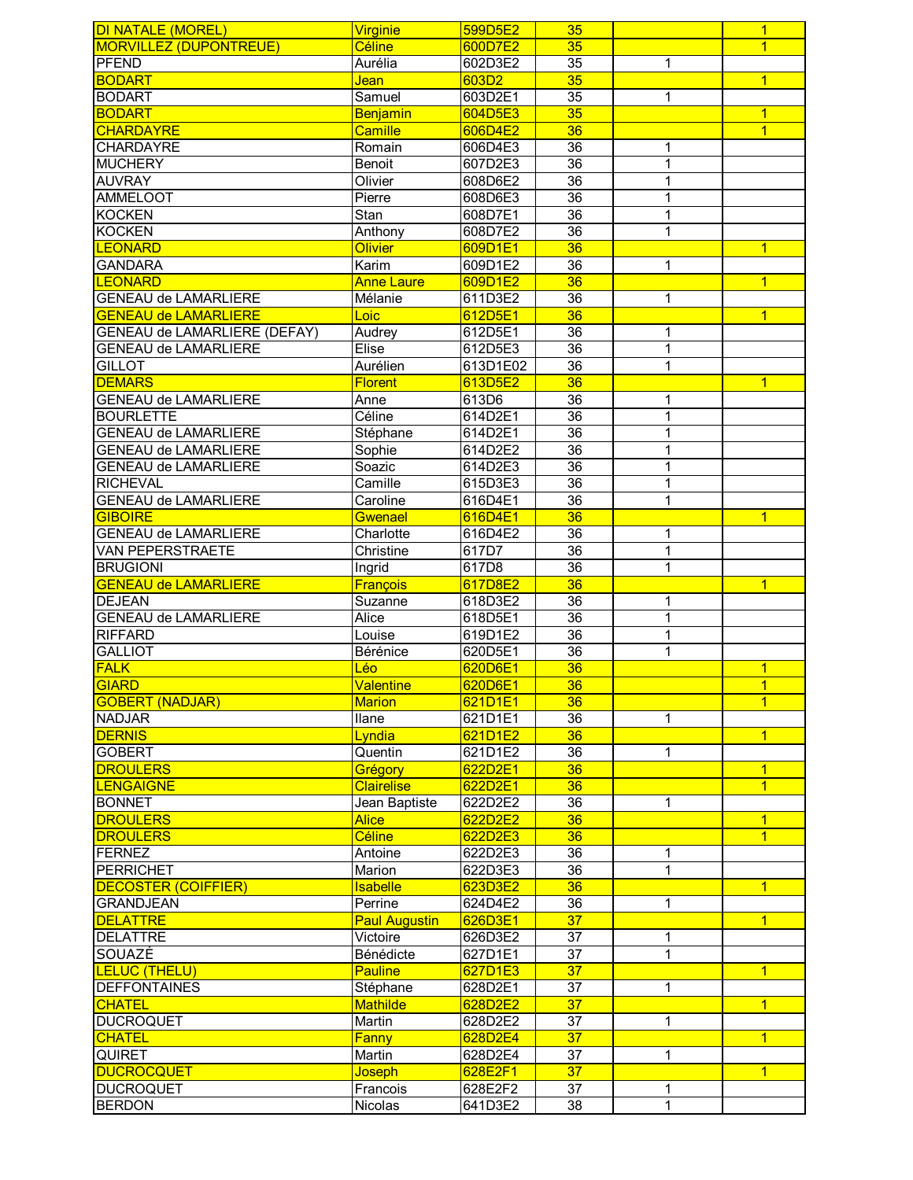| | | | | | |
|---|---|---|---|---|---|
| DI NATALE (MOREL) | Virginie | 599D5E2 | 35 | | 1 |
| MORVILLEZ (DUPONTREUE) | Céline | 600D7E2 | 35 | | 1 |
| PFEND | Aurélia | 602D3E2 | 35 | 1 | |
| BODART | Jean | 603D2 | 35 | | 1 |
| BODART | Samuel | 603D2E1 | 35 | 1 | |
| BODART | Benjamin | 604D5E3 | 35 | | 1 |
| CHARDAYRE | Camille | 606D4E2 | 36 | | 1 |
| CHARDAYRE | Romain | 606D4E3 | 36 | 1 | |
| MUCHERY | Benoit | 607D2E3 | 36 | 1 | |
| AUVRAY | Olivier | 608D6E2 | 36 | 1 | |
| AMMELOOT | Pierre | 608D6E3 | 36 | 1 | |
| KOCKEN | Stan | 608D7E1 | 36 | 1 | |
| KOCKEN | Anthony | 608D7E2 | 36 | 1 | |
| LEONARD | Olivier | 609D1E1 | 36 | | 1 |
| GANDARA | Karim | 609D1E2 | 36 | 1 | |
| LEONARD | Anne Laure | 609D1E2 | 36 | | 1 |
| GENEAU de LAMARLIERE | Mélanie | 611D3E2 | 36 | 1 | |
| GENEAU de LAMARLIERE | Loic | 612D5E1 | 36 | | 1 |
| GENEAU de LAMARLIERE (DEFAY) | Audrey | 612D5E1 | 36 | 1 | |
| GENEAU de LAMARLIERE | Elise | 612D5E3 | 36 | 1 | |
| GILLOT | Aurélien | 613D1E02 | 36 | 1 | |
| DEMARS | Florent | 613D5E2 | 36 | | 1 |
| GENEAU de LAMARLIERE | Anne | 613D6 | 36 | 1 | |
| BOURLETTE | Céline | 614D2E1 | 36 | 1 | |
| GENEAU de LAMARLIERE | Stéphane | 614D2E1 | 36 | 1 | |
| GENEAU de LAMARLIERE | Sophie | 614D2E2 | 36 | 1 | |
| GENEAU de LAMARLIERE | Soazic | 614D2E3 | 36 | 1 | |
| RICHEVAL | Camille | 615D3E3 | 36 | 1 | |
| GENEAU de LAMARLIERE | Caroline | 616D4E1 | 36 | 1 | |
| GIBOIRE | Gwenael | 616D4E1 | 36 | | 1 |
| GENEAU de LAMARLIERE | Charlotte | 616D4E2 | 36 | 1 | |
| VAN PEPERSTRAETE | Christine | 617D7 | 36 | 1 | |
| BRUGIONI | Ingrid | 617D8 | 36 | 1 | |
| GENEAU de LAMARLIERE | François | 617D8E2 | 36 | | 1 |
| DEJEAN | Suzanne | 618D3E2 | 36 | 1 | |
| GENEAU de LAMARLIERE | Alice | 618D5E1 | 36 | 1 | |
| RIFFARD | Louise | 619D1E2 | 36 | 1 | |
| GALLIOT | Bérénice | 620D5E1 | 36 | 1 | |
| FALK | Léo | 620D6E1 | 36 | | 1 |
| GIARD | Valentine | 620D6E1 | 36 | | 1 |
| GOBERT (NADJAR) | Marion | 621D1E1 | 36 | | 1 |
| NADJAR | Ilane | 621D1E1 | 36 | 1 | |
| DERNIS | Lyndia | 621D1E2 | 36 | | 1 |
| GOBERT | Quentin | 621D1E2 | 36 | 1 | |
| DROULERS | Grégory | 622D2E1 | 36 | | 1 |
| LENGAIGNE | Clairelise | 622D2E1 | 36 | | 1 |
| BONNET | Jean Baptiste | 622D2E2 | 36 | 1 | |
| DROULERS | Alice | 622D2E2 | 36 | | 1 |
| DROULERS | Céline | 622D2E3 | 36 | | 1 |
| FERNEZ | Antoine | 622D2E3 | 36 | 1 | |
| PERRICHET | Marion | 622D3E3 | 36 | 1 | |
| DECOSTER (COIFFIER) | Isabelle | 623D3E2 | 36 | | 1 |
| GRANDJEAN | Perrine | 624D4E2 | 36 | 1 | |
| DELATTRE | Paul Augustin | 626D3E1 | 37 | | 1 |
| DELATTRE | Victoire | 626D3E2 | 37 | 1 | |
| SOUAZÉ | Bénédicte | 627D1E1 | 37 | 1 | |
| LELUC (THELU) | Pauline | 627D1E3 | 37 | | 1 |
| DEFFONTAINES | Stéphane | 628D2E1 | 37 | 1 | |
| CHATEL | Mathilde | 628D2E2 | 37 | | 1 |
| DUCROQUET | Martin | 628D2E2 | 37 | 1 | |
| CHATEL | Fanny | 628D2E4 | 37 | | 1 |
| QUIRET | Martin | 628D2E4 | 37 | 1 | |
| DUCROCQUET | Joseph | 628E2F1 | 37 | | 1 |
| DUCROQUET | Francois | 628E2F2 | 37 | 1 | |
| BERDON | Nicolas | 641D3E2 | 38 | 1 | |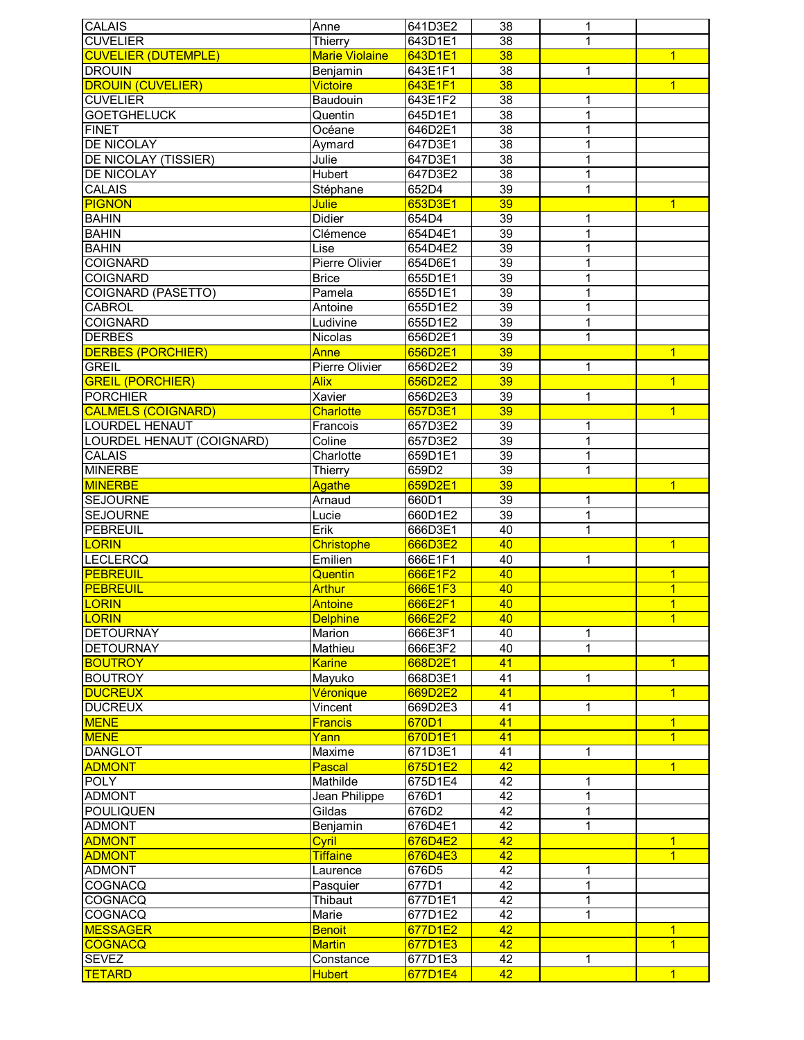| | | | | | |
|---|---|---|---|---|---|
| CALAIS | Anne | 641D3E2 | 38 | 1 | |
| CUVELIER | Thierry | 643D1E1 | 38 | 1 | |
| CUVELIER (DUTEMPLE) | Marie Violaine | 643D1E1 | 38 | | 1 |
| DROUIN | Benjamin | 643E1F1 | 38 | 1 | |
| DROUIN (CUVELIER) | Victoire | 643E1F1 | 38 | | 1 |
| CUVELIER | Baudouin | 643E1F2 | 38 | 1 | |
| GOETGHELUCK | Quentin | 645D1E1 | 38 | 1 | |
| FINET | Océane | 646D2E1 | 38 | 1 | |
| DE NICOLAY | Aymard | 647D3E1 | 38 | 1 | |
| DE NICOLAY (TISSIER) | Julie | 647D3E1 | 38 | 1 | |
| DE NICOLAY | Hubert | 647D3E2 | 38 | 1 | |
| CALAIS | Stéphane | 652D4 | 39 | 1 | |
| PIGNON | Julie | 653D3E1 | 39 | | 1 |
| BAHIN | Didier | 654D4 | 39 | 1 | |
| BAHIN | Clémence | 654D4E1 | 39 | 1 | |
| BAHIN | Lise | 654D4E2 | 39 | 1 | |
| COIGNARD | Pierre Olivier | 654D6E1 | 39 | 1 | |
| COIGNARD | Brice | 655D1E1 | 39 | 1 | |
| COIGNARD (PASETTO) | Pamela | 655D1E1 | 39 | 1 | |
| CABROL | Antoine | 655D1E2 | 39 | 1 | |
| COIGNARD | Ludivine | 655D1E2 | 39 | 1 | |
| DERBES | Nicolas | 656D2E1 | 39 | 1 | |
| DERBES (PORCHIER) | Anne | 656D2E1 | 39 | | 1 |
| GREIL | Pierre Olivier | 656D2E2 | 39 | 1 | |
| GREIL (PORCHIER) | Alix | 656D2E2 | 39 | | 1 |
| PORCHIER | Xavier | 656D2E3 | 39 | 1 | |
| CALMELS (COIGNARD) | Charlotte | 657D3E1 | 39 | | 1 |
| LOURDEL HENAUT | Francois | 657D3E2 | 39 | 1 | |
| LOURDEL HENAUT (COIGNARD) | Coline | 657D3E2 | 39 | 1 | |
| CALAIS | Charlotte | 659D1E1 | 39 | 1 | |
| MINERBE | Thierry | 659D2 | 39 | 1 | |
| MINERBE | Agathe | 659D2E1 | 39 | | 1 |
| SEJOURNE | Arnaud | 660D1 | 39 | 1 | |
| SEJOURNE | Lucie | 660D1E2 | 39 | 1 | |
| PEBREUIL | Erik | 666D3E1 | 40 | 1 | |
| LORIN | Christophe | 666D3E2 | 40 | | 1 |
| LECLERCQ | Emilien | 666E1F1 | 40 | 1 | |
| PEBREUIL | Quentin | 666E1F2 | 40 | | 1 |
| PEBREUIL | Arthur | 666E1F3 | 40 | | 1 |
| LORIN | Antoine | 666E2F1 | 40 | | 1 |
| LORIN | Delphine | 666E2F2 | 40 | | 1 |
| DETOURNAY | Marion | 666E3F1 | 40 | 1 | |
| DETOURNAY | Mathieu | 666E3F2 | 40 | 1 | |
| BOUTROY | Karine | 668D2E1 | 41 | | 1 |
| BOUTROY | Mayuko | 668D3E1 | 41 | 1 | |
| DUCREUX | Véronique | 669D2E2 | 41 | | 1 |
| DUCREUX | Vincent | 669D2E3 | 41 | 1 | |
| MENE | Francis | 670D1 | 41 | | 1 |
| MENE | Yann | 670D1E1 | 41 | | 1 |
| DANGLOT | Maxime | 671D3E1 | 41 | 1 | |
| ADMONT | Pascal | 675D1E2 | 42 | | 1 |
| POLY | Mathilde | 675D1E4 | 42 | 1 | |
| ADMONT | Jean Philippe | 676D1 | 42 | 1 | |
| POULIQUEN | Gildas | 676D2 | 42 | 1 | |
| ADMONT | Benjamin | 676D4E1 | 42 | 1 | |
| ADMONT | Cyril | 676D4E2 | 42 | | 1 |
| ADMONT | Tiffaine | 676D4E3 | 42 | | 1 |
| ADMONT | Laurence | 676D5 | 42 | 1 | |
| COGNACQ | Pasquier | 677D1 | 42 | 1 | |
| COGNACQ | Thibaut | 677D1E1 | 42 | 1 | |
| COGNACQ | Marie | 677D1E2 | 42 | 1 | |
| MESSAGER | Benoit | 677D1E2 | 42 | | 1 |
| COGNACQ | Martin | 677D1E3 | 42 | | 1 |
| SEVEZ | Constance | 677D1E3 | 42 | 1 | |
| TETARD | Hubert | 677D1E4 | 42 | | 1 |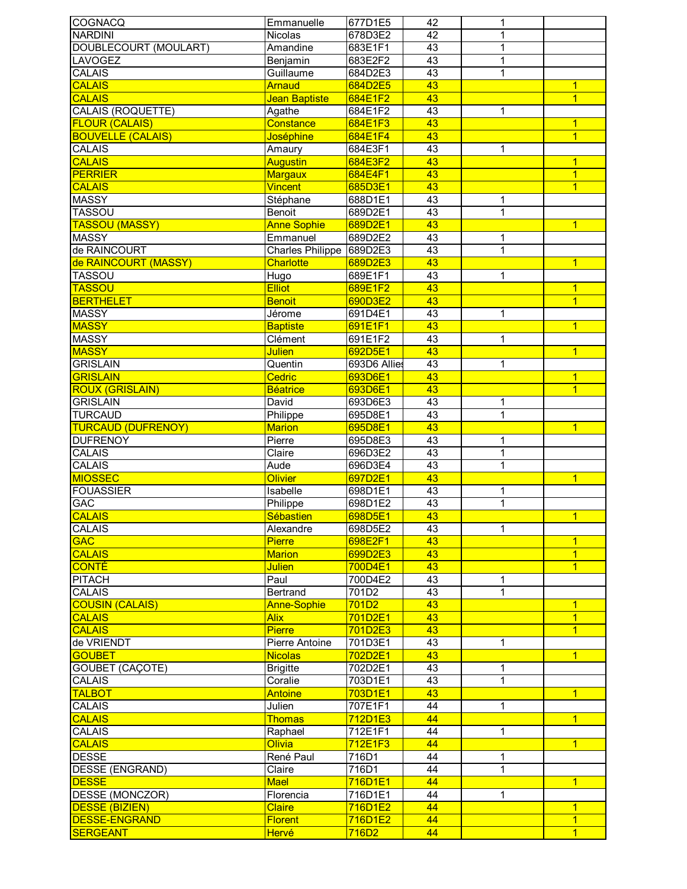| | | | | | |
|---|---|---|---|---|---|
| COGNACQ | Emmanuelle | 677D1E5 | 42 | 1 | |
| NARDINI | Nicolas | 678D3E2 | 42 | 1 | |
| DOUBLECOURT (MOULART) | Amandine | 683E1F1 | 43 | 1 | |
| LAVOGEZ | Benjamin | 683E2F2 | 43 | 1 | |
| CALAIS | Guillaume | 684D2E3 | 43 | 1 | |
| CALAIS | Arnaud | 684D2E5 | 43 | | 1 |
| CALAIS | Jean Baptiste | 684E1F2 | 43 | | 1 |
| CALAIS (ROQUETTE) | Agathe | 684E1F2 | 43 | 1 | |
| FLOUR (CALAIS) | Constance | 684E1F3 | 43 | | 1 |
| BOUVELLE (CALAIS) | Joséphine | 684E1F4 | 43 | | 1 |
| CALAIS | Amaury | 684E3F1 | 43 | 1 | |
| CALAIS | Augustin | 684E3F2 | 43 | | 1 |
| PERRIER | Margaux | 684E4F1 | 43 | | 1 |
| CALAIS | Vincent | 685D3E1 | 43 | | 1 |
| MASSY | Stéphane | 688D1E1 | 43 | 1 | |
| TASSOU | Benoit | 689D2E1 | 43 | 1 | |
| TASSOU (MASSY) | Anne Sophie | 689D2E1 | 43 | | 1 |
| MASSY | Emmanuel | 689D2E2 | 43 | 1 | |
| de RAINCOURT | Charles Philippe | 689D2E3 | 43 | 1 | |
| de RAINCOURT (MASSY) | Charlotte | 689D2E3 | 43 | | 1 |
| TASSOU | Hugo | 689E1F1 | 43 | 1 | |
| TASSOU | Elliot | 689E1F2 | 43 | | 1 |
| BERTHELET | Benoit | 690D3E2 | 43 | | 1 |
| MASSY | Jérome | 691D4E1 | 43 | 1 | |
| MASSY | Baptiste | 691E1F1 | 43 | | 1 |
| MASSY | Clément | 691E1F2 | 43 | 1 | |
| MASSY | Julien | 692D5E1 | 43 | | 1 |
| GRISLAIN | Quentin | 693D6 Allies | 43 | 1 | |
| GRISLAIN | Cedric | 693D6E1 | 43 | | 1 |
| ROUX (GRISLAIN) | Béatrice | 693D6E1 | 43 | | 1 |
| GRISLAIN | David | 693D6E3 | 43 | 1 | |
| TURCAUD | Philippe | 695D8E1 | 43 | 1 | |
| TURCAUD (DUFRENOY) | Marion | 695D8E1 | 43 | | 1 |
| DUFRENOY | Pierre | 695D8E3 | 43 | 1 | |
| CALAIS | Claire | 696D3E2 | 43 | 1 | |
| CALAIS | Aude | 696D3E4 | 43 | 1 | |
| MIOSSEC | Olivier | 697D2E1 | 43 | | 1 |
| FOUASSIER | Isabelle | 698D1E1 | 43 | 1 | |
| GAC | Philippe | 698D1E2 | 43 | 1 | |
| CALAIS | Sébastien | 698D5E1 | 43 | | 1 |
| CALAIS | Alexandre | 698D5E2 | 43 | 1 | |
| GAC | Pierre | 698E2F1 | 43 | | 1 |
| CALAIS | Marion | 699D2E3 | 43 | | 1 |
| CONTÉ | Julien | 700D4E1 | 43 | | 1 |
| PITACH | Paul | 700D4E2 | 43 | 1 | |
| CALAIS | Bertrand | 701D2 | 43 | 1 | |
| COUSIN (CALAIS) | Anne-Sophie | 701D2 | 43 | | 1 |
| CALAIS | Alix | 701D2E1 | 43 | | 1 |
| CALAIS | Pierre | 701D2E3 | 43 | | 1 |
| de VRIENDT | Pierre Antoine | 701D3E1 | 43 | 1 | |
| GOUBET | Nicolas | 702D2E1 | 43 | | 1 |
| GOUBET (CAÇOTE) | Brigitte | 702D2E1 | 43 | 1 | |
| CALAIS | Coralie | 703D1E1 | 43 | 1 | |
| TALBOT | Antoine | 703D1E1 | 43 | | 1 |
| CALAIS | Julien | 707E1F1 | 44 | 1 | |
| CALAIS | Thomas | 712D1E3 | 44 | | 1 |
| CALAIS | Raphael | 712E1F1 | 44 | 1 | |
| CALAIS | Olivia | 712E1F3 | 44 | | 1 |
| DESSE | René Paul | 716D1 | 44 | 1 | |
| DESSE (ENGRAND) | Claire | 716D1 | 44 | 1 | |
| DESSE | Mael | 716D1E1 | 44 | | 1 |
| DESSE (MONCZOR) | Florencia | 716D1E1 | 44 | 1 | |
| DESSE (BIZIEN) | Claire | 716D1E2 | 44 | | 1 |
| DESSE-ENGRAND | Florent | 716D1E2 | 44 | | 1 |
| SERGEANT | Hervé | 716D2 | 44 | | 1 |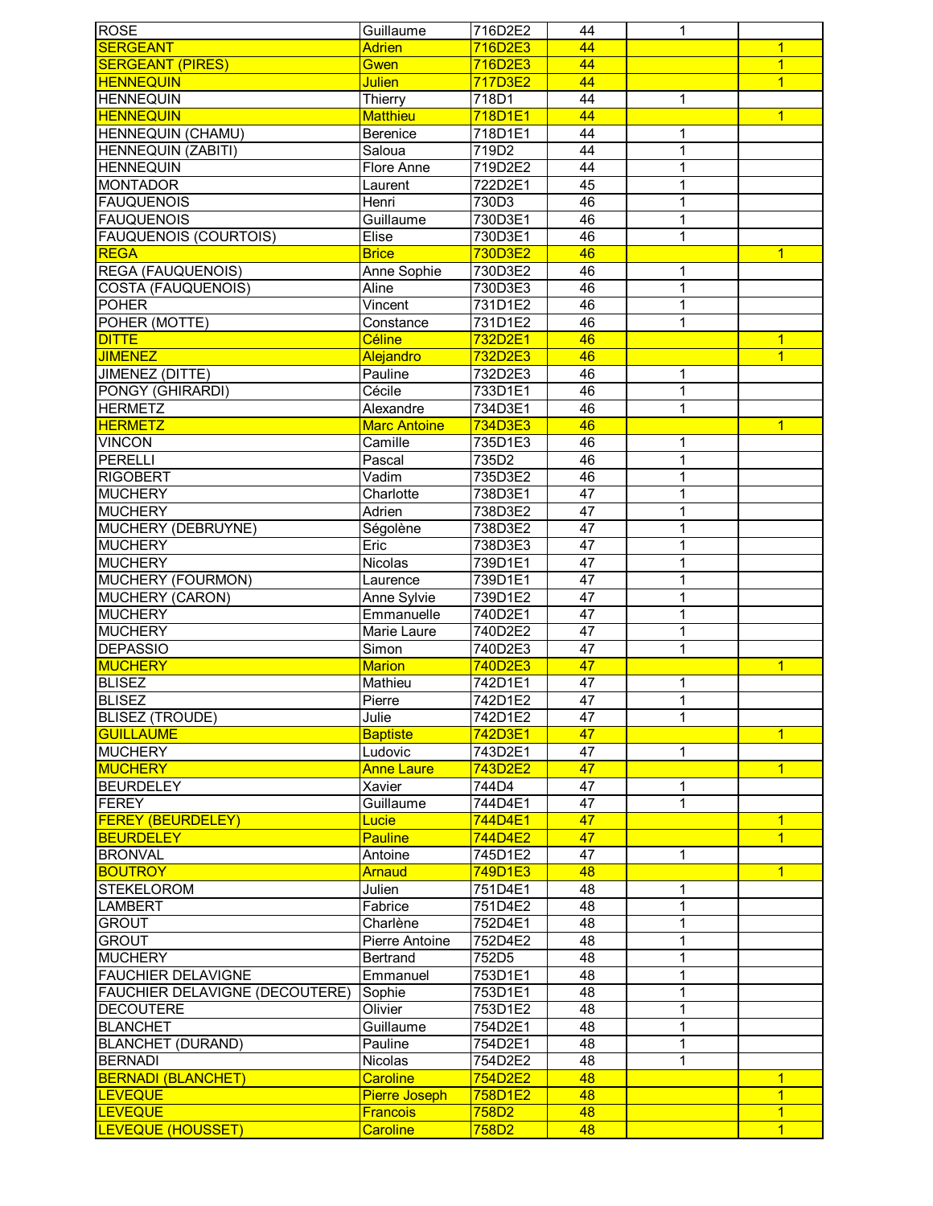| | | | | | |
|---|---|---|---|---|---|
| ROSE | Guillaume | 716D2E2 | 44 | 1 | |
| SERGEANT | Adrien | 716D2E3 | 44 | | 1 |
| SERGEANT (PIRES) | Gwen | 716D2E3 | 44 | | 1 |
| HENNEQUIN | Julien | 717D3E2 | 44 | | 1 |
| HENNEQUIN | Thierry | 718D1 | 44 | 1 | |
| HENNEQUIN | Matthieu | 718D1E1 | 44 | | 1 |
| HENNEQUIN (CHAMU) | Berenice | 718D1E1 | 44 | 1 | |
| HENNEQUIN (ZABITI) | Saloua | 719D2 | 44 | 1 | |
| HENNEQUIN | Flore Anne | 719D2E2 | 44 | 1 | |
| MONTADOR | Laurent | 722D2E1 | 45 | 1 | |
| FAUQUENOIS | Henri | 730D3 | 46 | 1 | |
| FAUQUENOIS | Guillaume | 730D3E1 | 46 | 1 | |
| FAUQUENOIS (COURTOIS) | Elise | 730D3E1 | 46 | 1 | |
| REGA | Brice | 730D3E2 | 46 | | 1 |
| REGA (FAUQUENOIS) | Anne Sophie | 730D3E2 | 46 | 1 | |
| COSTA (FAUQUENOIS) | Aline | 730D3E3 | 46 | 1 | |
| POHER | Vincent | 731D1E2 | 46 | 1 | |
| POHER (MOTTE) | Constance | 731D1E2 | 46 | 1 | |
| DITTE | Céline | 732D2E1 | 46 | | 1 |
| JIMENEZ | Alejandro | 732D2E3 | 46 | | 1 |
| JIMENEZ (DITTE) | Pauline | 732D2E3 | 46 | 1 | |
| PONGY (GHIRARDI) | Cécile | 733D1E1 | 46 | 1 | |
| HERMETZ | Alexandre | 734D3E1 | 46 | 1 | |
| HERMETZ | Marc Antoine | 734D3E3 | 46 | | 1 |
| VINCON | Camille | 735D1E3 | 46 | 1 | |
| PERELLI | Pascal | 735D2 | 46 | 1 | |
| RIGOBERT | Vadim | 735D3E2 | 46 | 1 | |
| MUCHERY | Charlotte | 738D3E1 | 47 | 1 | |
| MUCHERY | Adrien | 738D3E2 | 47 | 1 | |
| MUCHERY (DEBRUYNE) | Ségolène | 738D3E2 | 47 | 1 | |
| MUCHERY | Eric | 738D3E3 | 47 | 1 | |
| MUCHERY | Nicolas | 739D1E1 | 47 | 1 | |
| MUCHERY (FOURMON) | Laurence | 739D1E1 | 47 | 1 | |
| MUCHERY (CARON) | Anne Sylvie | 739D1E2 | 47 | 1 | |
| MUCHERY | Emmanuelle | 740D2E1 | 47 | 1 | |
| MUCHERY | Marie Laure | 740D2E2 | 47 | 1 | |
| DEPASSIO | Simon | 740D2E3 | 47 | 1 | |
| MUCHERY | Marion | 740D2E3 | 47 | | 1 |
| BLISEZ | Mathieu | 742D1E1 | 47 | 1 | |
| BLISEZ | Pierre | 742D1E2 | 47 | 1 | |
| BLISEZ (TROUDE) | Julie | 742D1E2 | 47 | 1 | |
| GUILLAUME | Baptiste | 742D3E1 | 47 | | 1 |
| MUCHERY | Ludovic | 743D2E1 | 47 | 1 | |
| MUCHERY | Anne Laure | 743D2E2 | 47 | | 1 |
| BEURDELEY | Xavier | 744D4 | 47 | 1 | |
| FEREY | Guillaume | 744D4E1 | 47 | 1 | |
| FEREY (BEURDELEY) | Lucie | 744D4E1 | 47 | | 1 |
| BEURDELEY | Pauline | 744D4E2 | 47 | | 1 |
| BRONVAL | Antoine | 745D1E2 | 47 | 1 | |
| BOUTROY | Arnaud | 749D1E3 | 48 | | 1 |
| STEKELOROM | Julien | 751D4E1 | 48 | 1 | |
| LAMBERT | Fabrice | 751D4E2 | 48 | 1 | |
| GROUT | Charlène | 752D4E1 | 48 | 1 | |
| GROUT | Pierre Antoine | 752D4E2 | 48 | 1 | |
| MUCHERY | Bertrand | 752D5 | 48 | 1 | |
| FAUCHIER DELAVIGNE | Emmanuel | 753D1E1 | 48 | 1 | |
| FAUCHIER DELAVIGNE (DECOUTERE) | Sophie | 753D1E1 | 48 | 1 | |
| DECOUTERE | Olivier | 753D1E2 | 48 | 1 | |
| BLANCHET | Guillaume | 754D2E1 | 48 | 1 | |
| BLANCHET (DURAND) | Pauline | 754D2E1 | 48 | 1 | |
| BERNADI | Nicolas | 754D2E2 | 48 | 1 | |
| BERNADI (BLANCHET) | Caroline | 754D2E2 | 48 | | 1 |
| LEVEQUE | Pierre Joseph | 758D1E2 | 48 | | 1 |
| LEVEQUE | Francois | 758D2 | 48 | | 1 |
| LEVEQUE (HOUSSET) | Caroline | 758D2 | 48 | | 1 |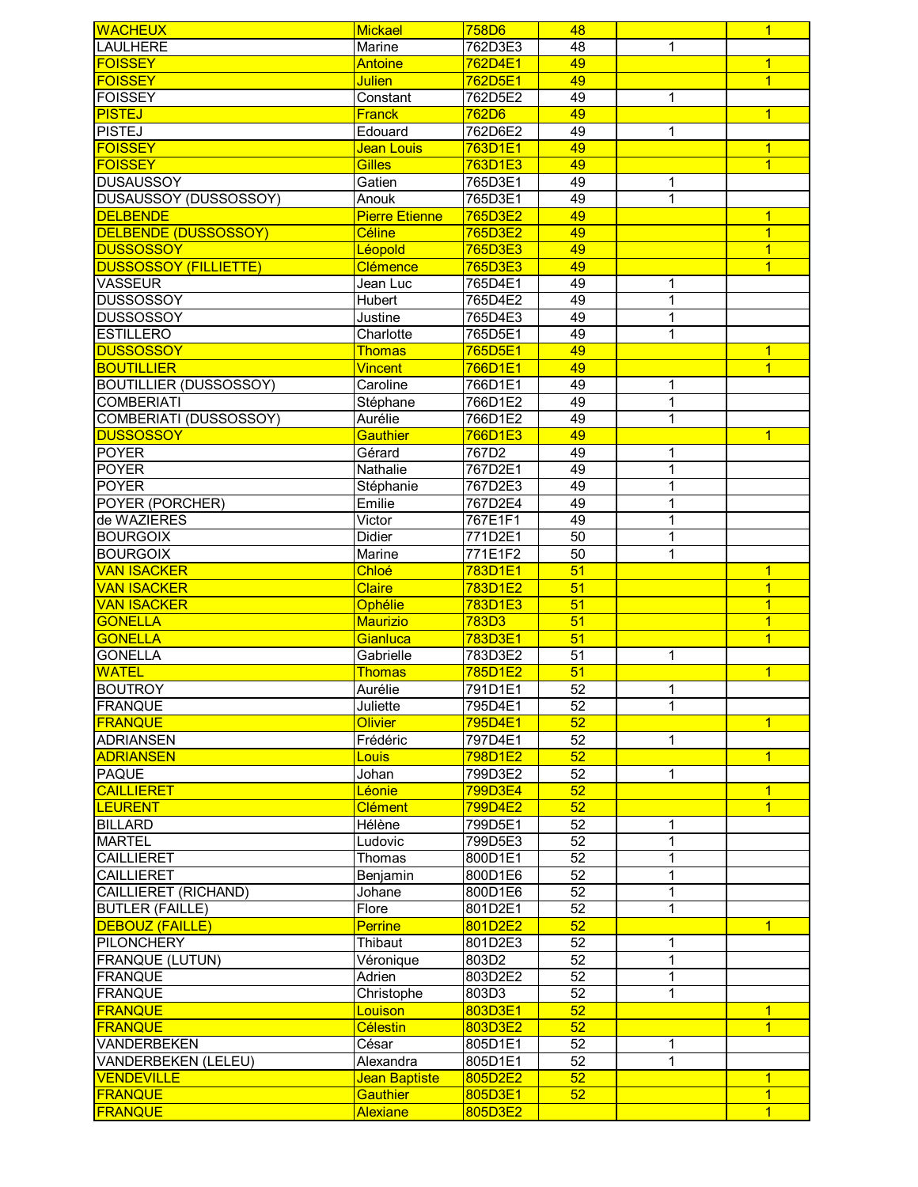| | | | | | |
|---|---|---|---|---|---|
| WACHEUX | Mickael | 758D6 | 48 | | 1 |
| LAULHERE | Marine | 762D3E3 | 48 | 1 | |
| FOISSEY | Antoine | 762D4E1 | 49 | | 1 |
| FOISSEY | Julien | 762D5E1 | 49 | | 1 |
| FOISSEY | Constant | 762D5E2 | 49 | 1 | |
| PISTEJ | Franck | 762D6 | 49 | | 1 |
| PISTEJ | Edouard | 762D6E2 | 49 | 1 | |
| FOISSEY | Jean Louis | 763D1E1 | 49 | | 1 |
| FOISSEY | Gilles | 763D1E3 | 49 | | 1 |
| DUSAUSSOY | Gatien | 765D3E1 | 49 | 1 | |
| DUSAUSSOY (DUSSOSSOY) | Anouk | 765D3E1 | 49 | 1 | |
| DELBENDE | Pierre Etienne | 765D3E2 | 49 | | 1 |
| DELBENDE (DUSSOSSOY) | Céline | 765D3E2 | 49 | | 1 |
| DUSSOSSOY | Léopold | 765D3E3 | 49 | | 1 |
| DUSSOSSOY (FILLIETTE) | Clémence | 765D3E3 | 49 | | 1 |
| VASSEUR | Jean Luc | 765D4E1 | 49 | 1 | |
| DUSSOSSOY | Hubert | 765D4E2 | 49 | 1 | |
| DUSSOSSOY | Justine | 765D4E3 | 49 | 1 | |
| ESTILLERO | Charlotte | 765D5E1 | 49 | 1 | |
| DUSSOSSOY | Thomas | 765D5E1 | 49 | | 1 |
| BOUTILLIER | Vincent | 766D1E1 | 49 | | 1 |
| BOUTILLIER (DUSSOSSOY) | Caroline | 766D1E1 | 49 | 1 | |
| COMBERIATI | Stéphane | 766D1E2 | 49 | 1 | |
| COMBERIATI (DUSSOSSOY) | Aurélie | 766D1E2 | 49 | 1 | |
| DUSSOSSOY | Gauthier | 766D1E3 | 49 | | 1 |
| POYER | Gérard | 767D2 | 49 | 1 | |
| POYER | Nathalie | 767D2E1 | 49 | 1 | |
| POYER | Stéphanie | 767D2E3 | 49 | 1 | |
| POYER (PORCHER) | Emilie | 767D2E4 | 49 | 1 | |
| de WAZIERES | Victor | 767E1F1 | 49 | 1 | |
| BOURGOIX | Didier | 771D2E1 | 50 | 1 | |
| BOURGOIX | Marine | 771E1F2 | 50 | 1 | |
| VAN ISACKER | Chloé | 783D1E1 | 51 | | 1 |
| VAN ISACKER | Claire | 783D1E2 | 51 | | 1 |
| VAN ISACKER | Ophélie | 783D1E3 | 51 | | 1 |
| GONELLA | Maurizio | 783D3 | 51 | | 1 |
| GONELLA | Gianluca | 783D3E1 | 51 | | 1 |
| GONELLA | Gabrielle | 783D3E2 | 51 | 1 | |
| WATEL | Thomas | 785D1E2 | 51 | | 1 |
| BOUTROY | Aurélie | 791D1E1 | 52 | 1 | |
| FRANQUE | Juliette | 795D4E1 | 52 | 1 | |
| FRANQUE | Olivier | 795D4E1 | 52 | | 1 |
| ADRIANSEN | Frédéric | 797D4E1 | 52 | 1 | |
| ADRIANSEN | Louis | 798D1E2 | 52 | | 1 |
| PAQUE | Johan | 799D3E2 | 52 | 1 | |
| CAILLIERET | Léonie | 799D3E4 | 52 | | 1 |
| LEURENT | Clément | 799D4E2 | 52 | | 1 |
| BILLARD | Hélène | 799D5E1 | 52 | 1 | |
| MARTEL | Ludovic | 799D5E3 | 52 | 1 | |
| CAILLIERET | Thomas | 800D1E1 | 52 | 1 | |
| CAILLIERET | Benjamin | 800D1E6 | 52 | 1 | |
| CAILLIERET (RICHAND) | Johane | 800D1E6 | 52 | 1 | |
| BUTLER (FAILLE) | Flore | 801D2E1 | 52 | 1 | |
| DEBOUZ (FAILLE) | Perrine | 801D2E2 | 52 | | 1 |
| PILONCHERY | Thibaut | 801D2E3 | 52 | 1 | |
| FRANQUE (LUTUN) | Véronique | 803D2 | 52 | 1 | |
| FRANQUE | Adrien | 803D2E2 | 52 | 1 | |
| FRANQUE | Christophe | 803D3 | 52 | 1 | |
| FRANQUE | Louison | 803D3E1 | 52 | | 1 |
| FRANQUE | Célestin | 803D3E2 | 52 | | 1 |
| VANDERBEKEN | César | 805D1E1 | 52 | 1 | |
| VANDERBEKEN (LELEU) | Alexandra | 805D1E1 | 52 | 1 | |
| VENDEVILLE | Jean Baptiste | 805D2E2 | 52 | | 1 |
| FRANQUE | Gauthier | 805D3E1 | 52 | | 1 |
| FRANQUE | Alexiane | 805D3E2 | | | 1 |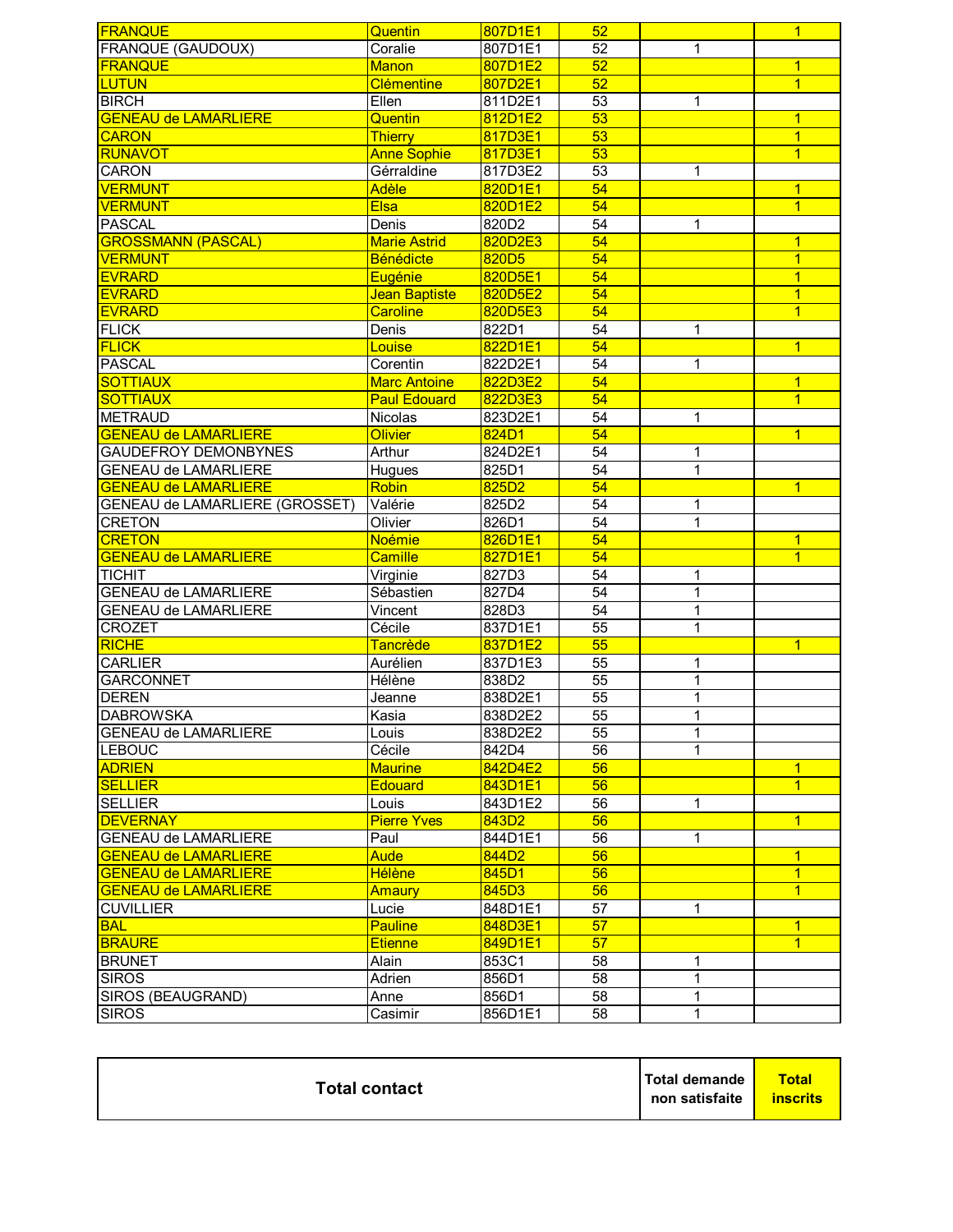| | | | | | |
|---|---|---|---|---|---|
| FRANQUE | Quentin | 807D1E1 | 52 | | 1 |
| FRANQUE (GAUDOUX) | Coralie | 807D1E1 | 52 | 1 | |
| FRANQUE | Manon | 807D1E2 | 52 | | 1 |
| LUTUN | Clémentine | 807D2E1 | 52 | | 1 |
| BIRCH | Ellen | 811D2E1 | 53 | 1 | |
| GENEAU de LAMARLIERE | Quentin | 812D1E2 | 53 | | 1 |
| CARON | Thierry | 817D3E1 | 53 | | 1 |
| RUNAVOT | Anne Sophie | 817D3E1 | 53 | | 1 |
| CARON | Gérraldine | 817D3E2 | 53 | 1 | |
| VERMUNT | Adèle | 820D1E1 | 54 | | 1 |
| VERMUNT | Elsa | 820D1E2 | 54 | | 1 |
| PASCAL | Denis | 820D2 | 54 | 1 | |
| GROSSMANN (PASCAL) | Marie Astrid | 820D2E3 | 54 | | 1 |
| VERMUNT | Bénédicte | 820D5 | 54 | | 1 |
| EVRARD | Eugénie | 820D5E1 | 54 | | 1 |
| EVRARD | Jean Baptiste | 820D5E2 | 54 | | 1 |
| EVRARD | Caroline | 820D5E3 | 54 | | 1 |
| FLICK | Denis | 822D1 | 54 | 1 | |
| FLICK | Louise | 822D1E1 | 54 | | 1 |
| PASCAL | Corentin | 822D2E1 | 54 | 1 | |
| SOTTIAUX | Marc Antoine | 822D3E2 | 54 | | 1 |
| SOTTIAUX | Paul Edouard | 822D3E3 | 54 | | 1 |
| METRAUD | Nicolas | 823D2E1 | 54 | 1 | |
| GENEAU de LAMARLIERE | Olivier | 824D1 | 54 | | 1 |
| GAUDEFROY DEMONBYNES | Arthur | 824D2E1 | 54 | 1 | |
| GENEAU de LAMARLIERE | Hugues | 825D1 | 54 | 1 | |
| GENEAU de LAMARLIERE | Robin | 825D2 | 54 | | 1 |
| GENEAU de LAMARLIERE (GROSSET) | Valérie | 825D2 | 54 | 1 | |
| CRETON | Olivier | 826D1 | 54 | 1 | |
| CRETON | Noémie | 826D1E1 | 54 | | 1 |
| GENEAU de LAMARLIERE | Camille | 827D1E1 | 54 | | 1 |
| TICHIT | Virginie | 827D3 | 54 | 1 | |
| GENEAU de LAMARLIERE | Sébastien | 827D4 | 54 | 1 | |
| GENEAU de LAMARLIERE | Vincent | 828D3 | 54 | 1 | |
| CROZET | Cécile | 837D1E1 | 55 | 1 | |
| RICHE | Tancrède | 837D1E2 | 55 | | 1 |
| CARLIER | Aurélien | 837D1E3 | 55 | 1 | |
| GARCONNET | Hélène | 838D2 | 55 | 1 | |
| DEREN | Jeanne | 838D2E1 | 55 | 1 | |
| DABROWSKA | Kasia | 838D2E2 | 55 | 1 | |
| GENEAU de LAMARLIERE | Louis | 838D2E2 | 55 | 1 | |
| LEBOUC | Cécile | 842D4 | 56 | 1 | |
| ADRIEN | Maurine | 842D4E2 | 56 | | 1 |
| SELLIER | Edouard | 843D1E1 | 56 | | 1 |
| SELLIER | Louis | 843D1E2 | 56 | 1 | |
| DEVERNAY | Pierre Yves | 843D2 | 56 | | 1 |
| GENEAU de LAMARLIERE | Paul | 844D1E1 | 56 | 1 | |
| GENEAU de LAMARLIERE | Aude | 844D2 | 56 | | 1 |
| GENEAU de LAMARLIERE | Hélène | 845D1 | 56 | | 1 |
| GENEAU de LAMARLIERE | Amaury | 845D3 | 56 | | 1 |
| CUVILLIER | Lucie | 848D1E1 | 57 | 1 | |
| BAL | Pauline | 848D3E1 | 57 | | 1 |
| BRAURE | Etienne | 849D1E1 | 57 | | 1 |
| BRUNET | Alain | 853C1 | 58 | 1 | |
| SIROS | Adrien | 856D1 | 58 | 1 | |
| SIROS (BEAUGRAND) | Anne | 856D1 | 58 | 1 | |
| SIROS | Casimir | 856D1E1 | 58 | 1 | |

| Total contact | Total demande non satisfaite | Total inscrits |
|---|---|---|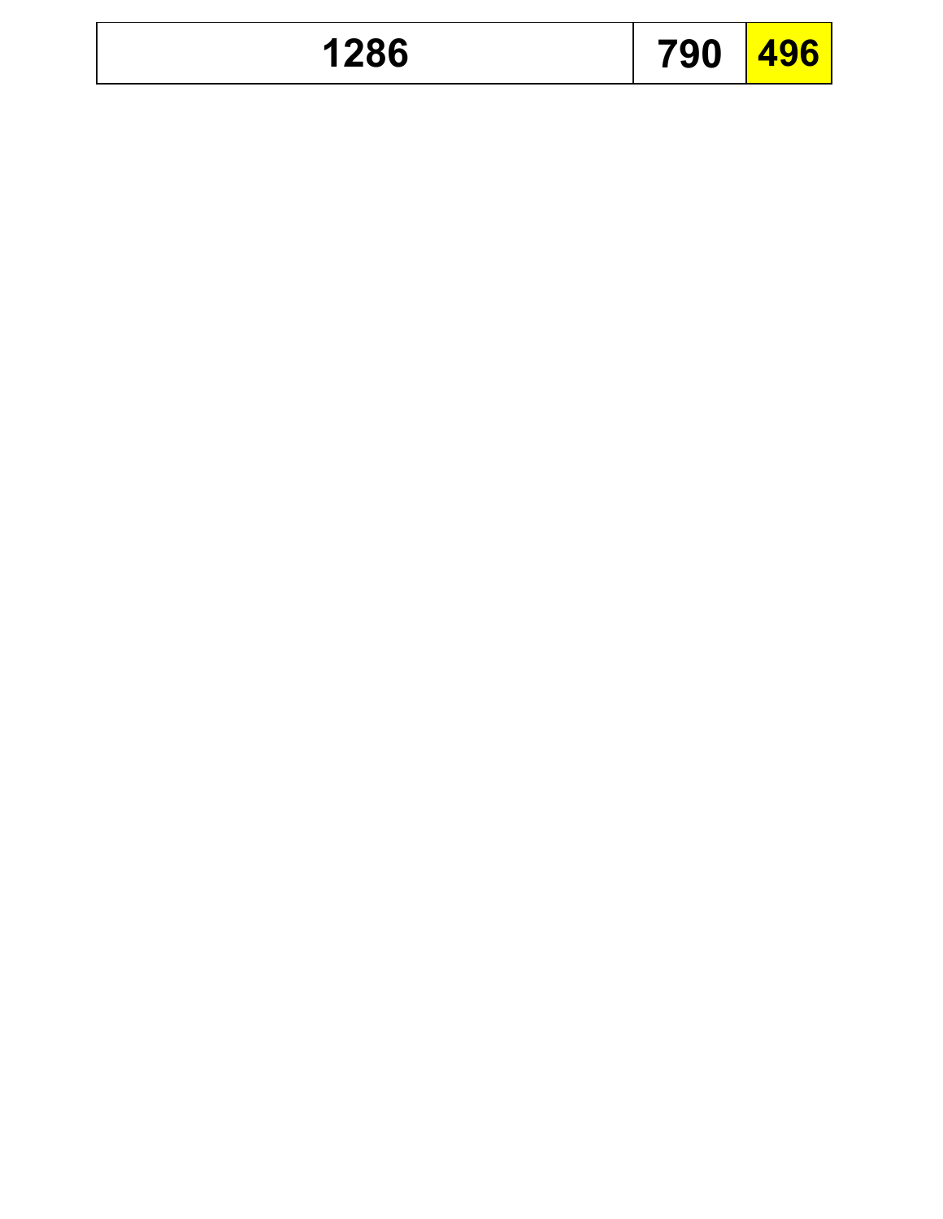| | | |
|---|---|---|
| **1286** | **790** | **496** |